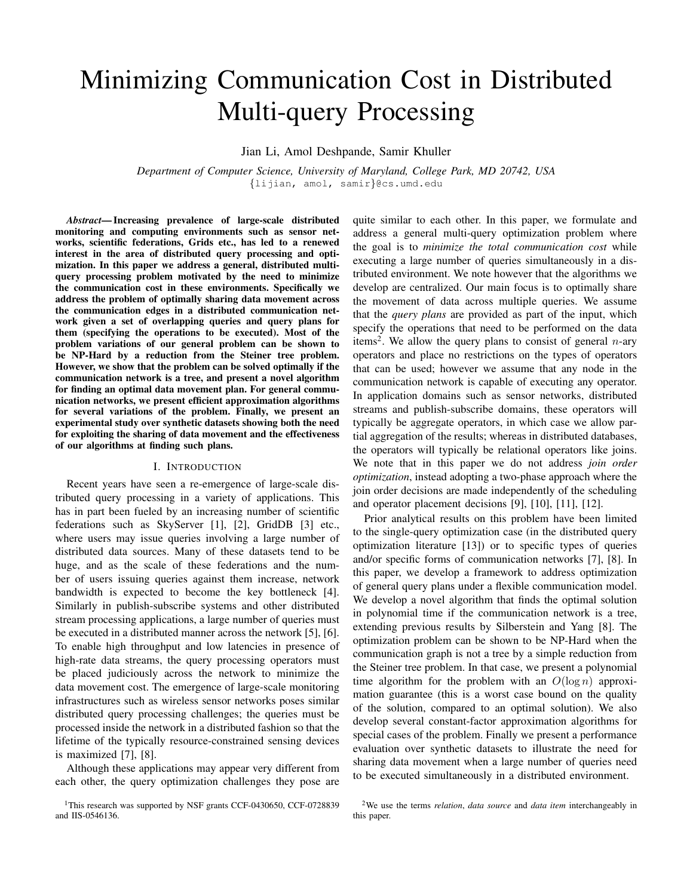# Minimizing Communication Cost in Distributed Multi-query Processing

Jian Li, Amol Deshpande, Samir Khuller

*Department of Computer Science, University of Maryland, College Park, MD 20742, USA*
{lijian, amol, samir}@cs.umd.edu

***Abstract*— Increasing prevalence of large-scale distributed monitoring and computing environments such as sensor networks, scientific federations, Grids etc., has led to a renewed interest in the area of distributed query processing and optimization. In this paper we address a general, distributed multi-query processing problem motivated by the need to minimize the communication cost in these environments. Specifically we address the problem of optimally sharing data movement across the communication edges in a distributed communication network given a set of overlapping queries and query plans for them (specifying the operations to be executed). Most of the problem variations of our general problem can be shown to be NP-Hard by a reduction from the Steiner tree problem. However, we show that the problem can be solved optimally if the communication network is a tree, and present a novel algorithm for finding an optimal data movement plan. For general communication networks, we present efficient approximation algorithms for several variations of the problem. Finally, we present an experimental study over synthetic datasets showing both the need for exploiting the sharing of data movement and the effectiveness of our algorithms at finding such plans.**

## I. Introduction

Recent years have seen a re-emergence of large-scale distributed query processing in a variety of applications. This has in part been fueled by an increasing number of scientific federations such as SkyServer [1], [2], GridDB [3] etc., where users may issue queries involving a large number of distributed data sources. Many of these datasets tend to be huge, and as the scale of these federations and the number of users issuing queries against them increase, network bandwidth is expected to become the key bottleneck [4]. Similarly in publish-subscribe systems and other distributed stream processing applications, a large number of queries must be executed in a distributed manner across the network [5], [6]. To enable high throughput and low latencies in presence of high-rate data streams, the query processing operators must be placed judiciously across the network to minimize the data movement cost. The emergence of large-scale monitoring infrastructures such as wireless sensor networks poses similar distributed query processing challenges; the queries must be processed inside the network in a distributed fashion so that the lifetime of the typically resource-constrained sensing devices is maximized [7], [8].

Although these applications may appear very different from each other, the query optimization challenges they pose are quite similar to each other. In this paper, we formulate and address a general multi-query optimization problem where the goal is to *minimize the total communication cost* while executing a large number of queries simultaneously in a distributed environment. We note however that the algorithms we develop are centralized. Our main focus is to optimally share the movement of data across multiple queries. We assume that the *query plans* are provided as part of the input, which specify the operations that need to be performed on the data items[2]. We allow the query plans to consist of general $n$-ary operators and place no restrictions on the types of operators that can be used; however we assume that any node in the communication network is capable of executing any operator. In application domains such as sensor networks, distributed streams and publish-subscribe domains, these operators will typically be aggregate operators, in which case we allow partial aggregation of the results; whereas in distributed databases, the operators will typically be relational operators like joins. We note that in this paper we do not address *join order optimization*, instead adopting a two-phase approach where the join order decisions are made independently of the scheduling and operator placement decisions [9], [10], [11], [12].

Prior analytical results on this problem have been limited to the single-query optimization case (in the distributed query optimization literature [13]) or to specific types of queries and/or specific forms of communication networks [7], [8]. In this paper, we develop a framework to address optimization of general query plans under a flexible communication model. We develop a novel algorithm that finds the optimal solution in polynomial time if the communication network is a tree, extending previous results by Silberstein and Yang [8]. The optimization problem can be shown to be NP-Hard when the communication graph is not a tree by a simple reduction from the Steiner tree problem. In that case, we present a polynomial time algorithm for the problem with an $O(\log n)$ approximation guarantee (this is a worst case bound on the quality of the solution, compared to an optimal solution). We also develop several constant-factor approximation algorithms for special cases of the problem. Finally we present a performance evaluation over synthetic datasets to illustrate the need for sharing data movement when a large number of queries need to be executed simultaneously in a distributed environment.

[1]This research was supported by NSF grants CCF-0430650, CCF-0728839 and IIS-0546136.

[2]We use the terms *relation*, *data source* and *data item* interchangeably in this paper.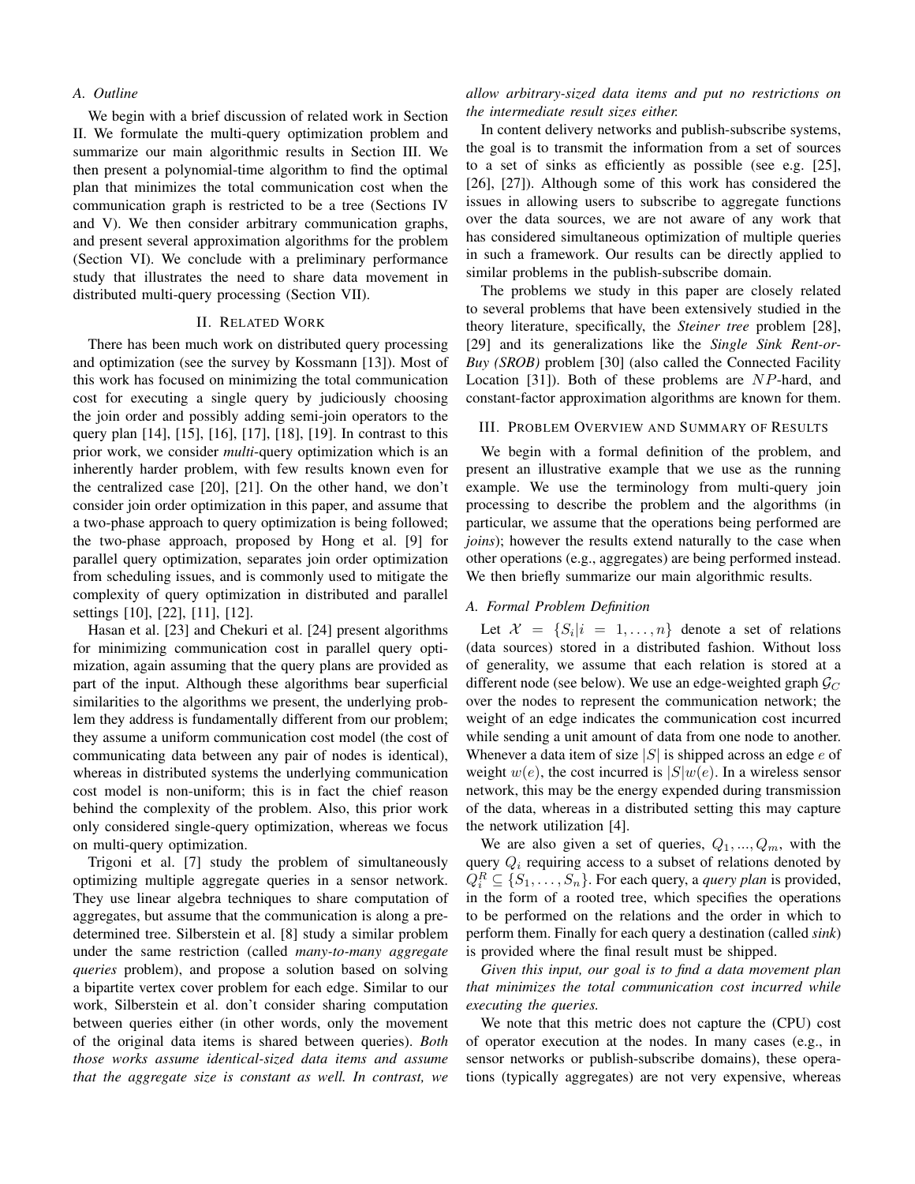### A. Outline

We begin with a brief discussion of related work in Section II. We formulate the multi-query optimization problem and summarize our main algorithmic results in Section III. We then present a polynomial-time algorithm to find the optimal plan that minimizes the total communication cost when the communication graph is restricted to be a tree (Sections IV and V). We then consider arbitrary communication graphs, and present several approximation algorithms for the problem (Section VI). We conclude with a preliminary performance study that illustrates the need to share data movement in distributed multi-query processing (Section VII).

## II. Related Work

There has been much work on distributed query processing and optimization (see the survey by Kossmann [13]). Most of this work has focused on minimizing the total communication cost for executing a single query by judiciously choosing the join order and possibly adding semi-join operators to the query plan [14], [15], [16], [17], [18], [19]. In contrast to this prior work, we consider *multi*-query optimization which is an inherently harder problem, with few results known even for the centralized case [20], [21]. On the other hand, we don't consider join order optimization in this paper, and assume that a two-phase approach to query optimization is being followed; the two-phase approach, proposed by Hong et al. [9] for parallel query optimization, separates join order optimization from scheduling issues, and is commonly used to mitigate the complexity of query optimization in distributed and parallel settings [10], [22], [11], [12].

Hasan et al. [23] and Chekuri et al. [24] present algorithms for minimizing communication cost in parallel query optimization, again assuming that the query plans are provided as part of the input. Although these algorithms bear superficial similarities to the algorithms we present, the underlying problem they address is fundamentally different from our problem; they assume a uniform communication cost model (the cost of communicating data between any pair of nodes is identical), whereas in distributed systems the underlying communication cost model is non-uniform; this is in fact the chief reason behind the complexity of the problem. Also, this prior work only considered single-query optimization, whereas we focus on multi-query optimization.

Trigoni et al. [7] study the problem of simultaneously optimizing multiple aggregate queries in a sensor network. They use linear algebra techniques to share computation of aggregates, but assume that the communication is along a predetermined tree. Silberstein et al. [8] study a similar problem under the same restriction (called *many-to-many aggregate queries* problem), and propose a solution based on solving a bipartite vertex cover problem for each edge. Similar to our work, Silberstein et al. don't consider sharing computation between queries either (in other words, only the movement of the original data items is shared between queries). *Both those works assume identical-sized data items and assume that the aggregate size is constant as well. In contrast, we allow arbitrary-sized data items and put no restrictions on the intermediate result sizes either.*

In content delivery networks and publish-subscribe systems, the goal is to transmit the information from a set of sources to a set of sinks as efficiently as possible (see e.g. [25], [26], [27]). Although some of this work has considered the issues in allowing users to subscribe to aggregate functions over the data sources, we are not aware of any work that has considered simultaneous optimization of multiple queries in such a framework. Our results can be directly applied to similar problems in the publish-subscribe domain.

The problems we study in this paper are closely related to several problems that have been extensively studied in the theory literature, specifically, the *Steiner tree* problem [28], [29] and its generalizations like the *Single Sink Rent-or-Buy (SROB)* problem [30] (also called the Connected Facility Location [31]). Both of these problems are $NP$-hard, and constant-factor approximation algorithms are known for them.

## III. Problem Overview and Summary of Results

We begin with a formal definition of the problem, and present an illustrative example that we use as the running example. We use the terminology from multi-query join processing to describe the problem and the algorithms (in particular, we assume that the operations being performed are *joins*); however the results extend naturally to the case when other operations (e.g., aggregates) are being performed instead. We then briefly summarize our main algorithmic results.

### A. Formal Problem Definition

Let $\mathcal{X} = \{S_i | i = 1, \ldots, n\}$ denote a set of relations (data sources) stored in a distributed fashion. Without loss of generality, we assume that each relation is stored at a different node (see below). We use an edge-weighted graph $\mathcal{G}_C$ over the nodes to represent the communication network; the weight of an edge indicates the communication cost incurred while sending a unit amount of data from one node to another. Whenever a data item of size $|S|$ is shipped across an edge $e$ of weight $w(e)$, the cost incurred is $|S|w(e)$. In a wireless sensor network, this may be the energy expended during transmission of the data, whereas in a distributed setting this may capture the network utilization [4].

We are also given a set of queries, $Q_1, ..., Q_m$, with the query $Q_i$ requiring access to a subset of relations denoted by $Q_i^R \subseteq \{S_1, \ldots, S_n\}$. For each query, a *query plan* is provided, in the form of a rooted tree, which specifies the operations to be performed on the relations and the order in which to perform them. Finally for each query a destination (called *sink*) is provided where the final result must be shipped.

*Given this input, our goal is to find a data movement plan that minimizes the total communication cost incurred while executing the queries.*

We note that this metric does not capture the (CPU) cost of operator execution at the nodes. In many cases (e.g., in sensor networks or publish-subscribe domains), these operations (typically aggregates) are not very expensive, whereas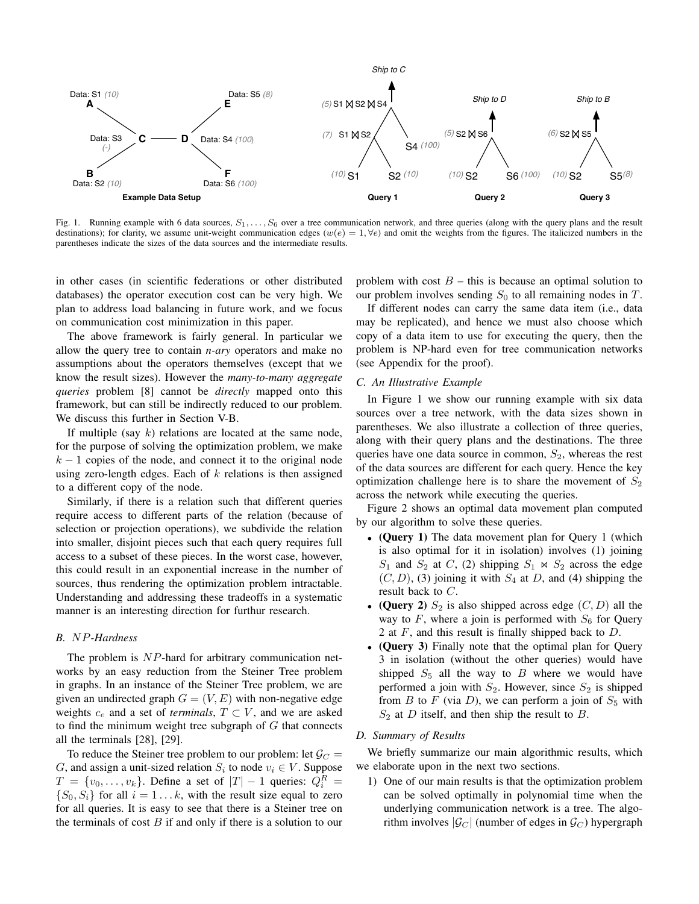Data: S1 *(10)*
**A**

Data: S3
*(-)*

**C** — **D**

**B**
Data: S2 *(10)*

Data: S5 *(8)*
**E**

Data: S4 *(100)*

**F**
Data: S6 *(100)*

**Example Data Setup**

Ship to C

*(5)* S1 ⋈ S2 ⋈ S4

*(7)* S1 ⋈ S2

S4 *(100)*

*(10)* S1   S2 *(10)*

**Query 1**

Ship to D

*(5)* S2 ⋈ S6

*(10)* S2   S6 *(100)*

**Query 2**

Ship to B

*(6)* S2 ⋈ S5

*(10)* S2   S5 *(8)*

**Query 3**

Fig. 1. Running example with 6 data sources, $S_1, \ldots, S_6$ over a tree communication network, and three queries (along with the query plans and the result destinations); for clarity, we assume unit-weight communication edges ($w(e) = 1, \forall e$) and omit the weights from the figures. The italicized numbers in the parentheses indicate the sizes of the data sources and the intermediate results.

in other cases (in scientific federations or other distributed databases) the operator execution cost can be very high. We plan to address load balancing in future work, and we focus on communication cost minimization in this paper.

The above framework is fairly general. In particular we allow the query tree to contain *n-ary* operators and make no assumptions about the operators themselves (except that we know the result sizes). However the *many-to-many aggregate queries* problem [8] cannot be *directly* mapped onto this framework, but can still be indirectly reduced to our problem. We discuss this further in Section V-B.

If multiple (say $k$) relations are located at the same node, for the purpose of solving the optimization problem, we make $k-1$ copies of the node, and connect it to the original node using zero-length edges. Each of $k$ relations is then assigned to a different copy of the node.

Similarly, if there is a relation such that different queries require access to different parts of the relation (because of selection or projection operations), we subdivide the relation into smaller, disjoint pieces such that each query requires full access to a subset of these pieces. In the worst case, however, this could result in an exponential increase in the number of sources, thus rendering the optimization problem intractable. Understanding and addressing these tradeoffs in a systematic manner is an interesting direction for furthur research.

### B. $NP$-Hardness

The problem is $NP$-hard for arbitrary communication networks by an easy reduction from the Steiner Tree problem in graphs. In an instance of the Steiner Tree problem, we are given an undirected graph $G = (V, E)$ with non-negative edge weights $c_e$ and a set of *terminals*, $T \subset V$, and we are asked to find the minimum weight tree subgraph of $G$ that connects all the terminals [28], [29].

To reduce the Steiner tree problem to our problem: let $\mathcal{G}_C = G$, and assign a unit-sized relation $S_i$ to node $v_i \in V$. Suppose $T = \{v_0, \ldots, v_k\}$. Define a set of $|T| - 1$ queries: $Q_i^R = \{S_0, S_i\}$ for all $i = 1 \ldots k$, with the result size equal to zero for all queries. It is easy to see that there is a Steiner tree on the terminals of cost $B$ if and only if there is a solution to our problem with cost $B$ – this is because an optimal solution to our problem involves sending $S_0$ to all remaining nodes in $T$.

If different nodes can carry the same data item (i.e., data may be replicated), and hence we must also choose which copy of a data item to use for executing the query, then the problem is NP-hard even for tree communication networks (see Appendix for the proof).

### C. An Illustrative Example

In Figure 1 we show our running example with six data sources over a tree network, with the data sizes shown in parentheses. We also illustrate a collection of three queries, along with their query plans and the destinations. The three queries have one data source in common, $S_2$, whereas the rest of the data sources are different for each query. Hence the key optimization challenge here is to share the movement of $S_2$ across the network while executing the queries.

Figure 2 shows an optimal data movement plan computed by our algorithm to solve these queries.

- **(Query 1)** The data movement plan for Query 1 (which is also optimal for it in isolation) involves (1) joining $S_1$ and $S_2$ at $C$, (2) shipping $S_1 \bowtie S_2$ across the edge $(C, D)$, (3) joining it with $S_4$ at $D$, and (4) shipping the result back to $C$.
- **(Query 2)** $S_2$ is also shipped across edge $(C, D)$ all the way to $F$, where a join is performed with $S_6$ for Query 2 at $F$, and this result is finally shipped back to $D$.
- **(Query 3)** Finally note that the optimal plan for Query 3 in isolation (without the other queries) would have shipped $S_5$ all the way to $B$ where we would have performed a join with $S_2$. However, since $S_2$ is shipped from $B$ to $F$ (via $D$), we can perform a join of $S_5$ with $S_2$ at $D$ itself, and then ship the result to $B$.

### D. Summary of Results

We briefly summarize our main algorithmic results, which we elaborate upon in the next two sections.

1) One of our main results is that the optimization problem can be solved optimally in polynomial time when the underlying communication network is a tree. The algorithm involves $|\mathcal{G}_C|$ (number of edges in $\mathcal{G}_C$) hypergraph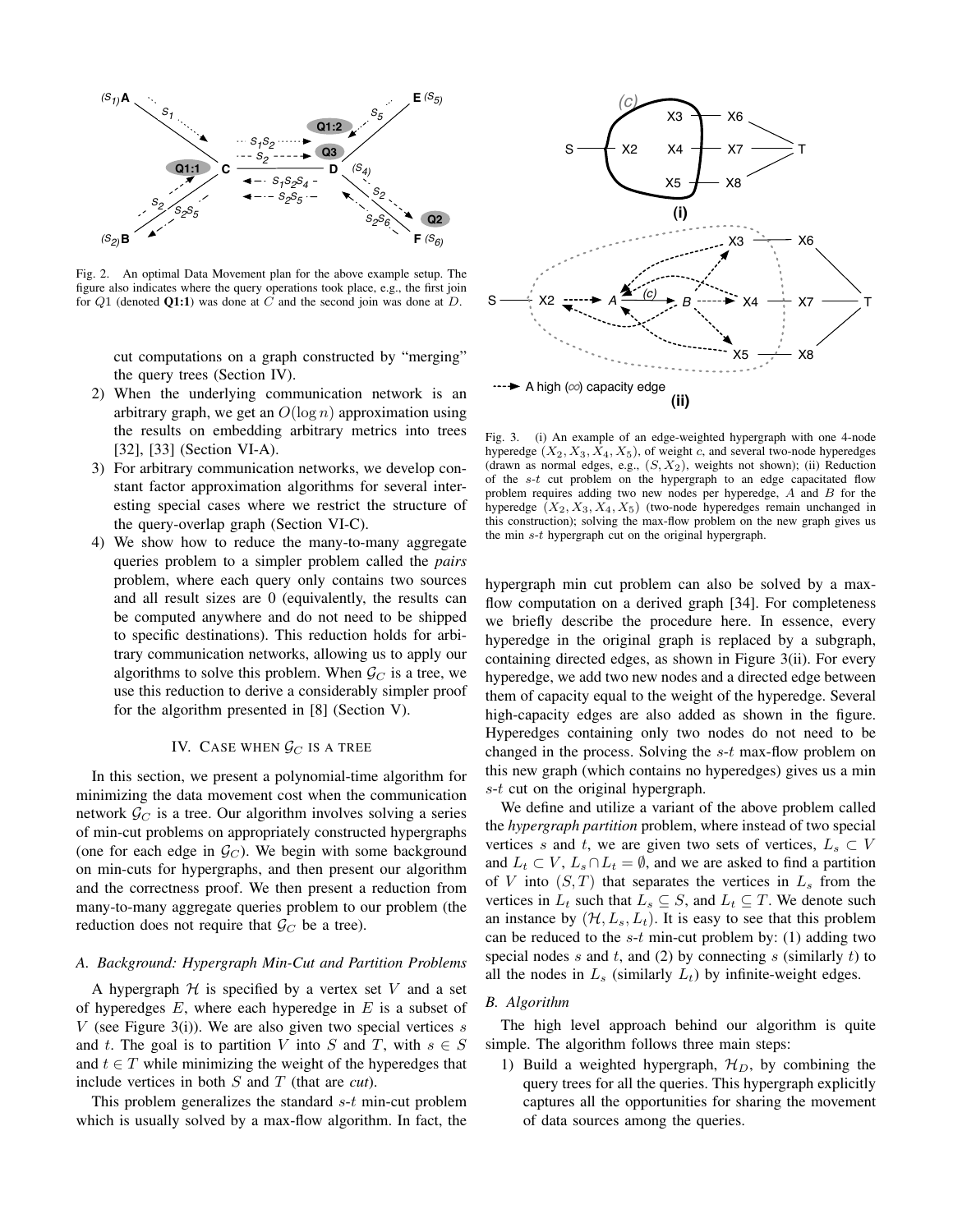Fig. 2. An optimal Data Movement plan for the above example setup. The figure also indicates where the query operations took place, e.g., the first join for $Q1$ (denoted **Q1:1**) was done at $C$ and the second join was done at $D$.

cut computations on a graph constructed by "merging" the query trees (Section IV).

2) When the underlying communication network is an arbitrary graph, we get an $O(\log n)$ approximation using the results on embedding arbitrary metrics into trees [32], [33] (Section VI-A).
3) For arbitrary communication networks, we develop constant factor approximation algorithms for several interesting special cases where we restrict the structure of the query-overlap graph (Section VI-C).
4) We show how to reduce the many-to-many aggregate queries problem to a simpler problem called the *pairs* problem, where each query only contains two sources and all result sizes are 0 (equivalently, the results can be computed anywhere and do not need to be shipped to specific destinations). This reduction holds for arbitrary communication networks, allowing us to apply our algorithms to solve this problem. When $\mathcal{G}_C$ is a tree, we use this reduction to derive a considerably simpler proof for the algorithm presented in [8] (Section V).

## IV. Case when $\mathcal{G}_C$ is a tree

In this section, we present a polynomial-time algorithm for minimizing the data movement cost when the communication network $\mathcal{G}_C$ is a tree. Our algorithm involves solving a series of min-cut problems on appropriately constructed hypergraphs (one for each edge in $\mathcal{G}_C$). We begin with some background on min-cuts for hypergraphs, and then present our algorithm and the correctness proof. We then present a reduction from many-to-many aggregate queries problem to our problem (the reduction does not require that $\mathcal{G}_C$ be a tree).

### A. Background: Hypergraph Min-Cut and Partition Problems

A hypergraph $\mathcal{H}$ is specified by a vertex set $V$ and a set of hyperedges $E$, where each hyperedge in $E$ is a subset of $V$ (see Figure 3(i)). We are also given two special vertices $s$ and $t$. The goal is to partition $V$ into $S$ and $T$, with $s \in S$ and $t \in T$ while minimizing the weight of the hyperedges that include vertices in both $S$ and $T$ (that are *cut*).

This problem generalizes the standard $s$-$t$ min-cut problem which is usually solved by a max-flow algorithm. In fact, the hypergraph min cut problem can also be solved by a max-flow computation on a derived graph [34]. For completeness we briefly describe the procedure here. In essence, every hyperedge in the original graph is replaced by a subgraph, containing directed edges, as shown in Figure 3(ii). For every hyperedge, we add two new nodes and a directed edge between them of capacity equal to the weight of the hyperedge. Several high-capacity edges are also added as shown in the figure. Hyperedges containing only two nodes do not need to be changed in the process. Solving the $s$-$t$ max-flow problem on this new graph (which contains no hyperedges) gives us a min $s$-$t$ cut on the original hypergraph.

Fig. 3. (i) An example of an edge-weighted hypergraph with one 4-node hyperedge $(X_2, X_3, X_4, X_5)$, of weight $c$, and several two-node hyperedges (drawn as normal edges, e.g., $(S, X_2)$, weights not shown); (ii) Reduction of the $s$-$t$ cut problem on the hypergraph to an edge capacitated flow problem requires adding two new nodes per hyperedge, $A$ and $B$ for the hyperedge $(X_2, X_3, X_4, X_5)$ (two-node hyperedges remain unchanged in this construction); solving the max-flow problem on the new graph gives us the min $s$-$t$ hypergraph cut on the original hypergraph.

We define and utilize a variant of the above problem called the *hypergraph partition* problem, where instead of two special vertices $s$ and $t$, we are given two sets of vertices, $L_s \subset V$ and $L_t \subset V$, $L_s \cap L_t = \emptyset$, and we are asked to find a partition of $V$ into $(S, T)$ that separates the vertices in $L_s$ from the vertices in $L_t$ such that $L_s \subseteq S$, and $L_t \subseteq T$. We denote such an instance by $(\mathcal{H}, L_s, L_t)$. It is easy to see that this problem can be reduced to the $s$-$t$ min-cut problem by: (1) adding two special nodes $s$ and $t$, and (2) by connecting $s$ (similarly $t$) to all the nodes in $L_s$ (similarly $L_t$) by infinite-weight edges.

### B. Algorithm

The high level approach behind our algorithm is quite simple. The algorithm follows three main steps:

1) Build a weighted hypergraph, $\mathcal{H}_D$, by combining the query trees for all the queries. This hypergraph explicitly captures all the opportunities for sharing the movement of data sources among the queries.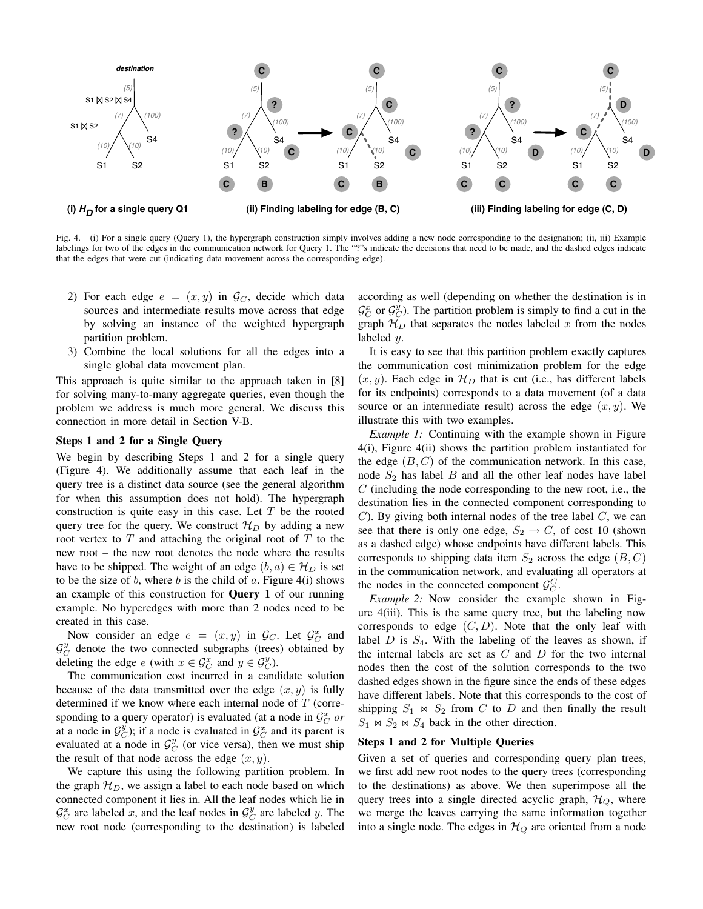Fig. 4. (i) For a single query (Query 1), the hypergraph construction simply involves adding a new node corresponding to the designation; (ii, iii) Example labelings for two of the edges in the communication network for Query 1. The "?"'s indicate the decisions that need to be made, and the dashed edges indicate that the edges that were cut (indicating data movement across the corresponding edge).

2) For each edge $e = (x, y)$ in $\mathcal{G}_C$, decide which data sources and intermediate results move across that edge by solving an instance of the weighted hypergraph partition problem.
3) Combine the local solutions for all the edges into a single global data movement plan.

This approach is quite similar to the approach taken in [8] for solving many-to-many aggregate queries, even though the problem we address is much more general. We discuss this connection in more detail in Section V-B.

### Steps 1 and 2 for a Single Query

We begin by describing Steps 1 and 2 for a single query (Figure 4). We additionally assume that each leaf in the query tree is a distinct data source (see the general algorithm for when this assumption does not hold). The hypergraph construction is quite easy in this case. Let $T$ be the rooted query tree for the query. We construct $\mathcal{H}_D$ by adding a new root vertex to $T$ and attaching the original root of $T$ to the new root – the new root denotes the node where the results have to be shipped. The weight of an edge $(b, a) \in \mathcal{H}_D$ is set to be the size of $b$, where $b$ is the child of $a$. Figure 4(i) shows an example of this construction for **Query 1** of our running example. No hyperedges with more than 2 nodes need to be created in this case.

Now consider an edge $e = (x, y)$ in $\mathcal{G}_C$. Let $\mathcal{G}_C^x$ and $\mathcal{G}_C^y$ denote the two connected subgraphs (trees) obtained by deleting the edge $e$ (with $x \in \mathcal{G}_C^x$ and $y \in \mathcal{G}_C^y$).

The communication cost incurred in a candidate solution because of the data transmitted over the edge $(x, y)$ is fully determined if we know where each internal node of $T$ (corresponding to a query operator) is evaluated (at a node in $\mathcal{G}_C^x$ *or* at a node in $\mathcal{G}_C^y$); if a node is evaluated in $\mathcal{G}_C^x$ and its parent is evaluated at a node in $\mathcal{G}_C^y$ (or vice versa), then we must ship the result of that node across the edge $(x, y)$.

We capture this using the following partition problem. In the graph $\mathcal{H}_D$, we assign a label to each node based on which connected component it lies in. All the leaf nodes which lie in $\mathcal{G}_C^x$ are labeled $x$, and the leaf nodes in $\mathcal{G}_C^y$ are labeled $y$. The new root node (corresponding to the destination) is labeled according as well (depending on whether the destination is in $\mathcal{G}_C^x$ or $\mathcal{G}_C^y$). The partition problem is simply to find a cut in the graph $\mathcal{H}_D$ that separates the nodes labeled $x$ from the nodes labeled $y$.

It is easy to see that this partition problem exactly captures the communication cost minimization problem for the edge $(x, y)$. Each edge in $\mathcal{H}_D$ that is cut (i.e., has different labels for its endpoints) corresponds to a data movement (of a data source or an intermediate result) across the edge $(x, y)$. We illustrate this with two examples.

*Example 1:* Continuing with the example shown in Figure 4(i), Figure 4(ii) shows the partition problem instantiated for the edge $(B, C)$ of the communication network. In this case, node $S_2$ has label $B$ and all the other leaf nodes have label $C$ (including the node corresponding to the new root, i.e., the destination lies in the connected component corresponding to $C$). By giving both internal nodes of the tree label $C$, we can see that there is only one edge, $S_2 \rightarrow C$, of cost 10 (shown as a dashed edge) whose endpoints have different labels. This corresponds to shipping data item $S_2$ across the edge $(B, C)$ in the communication network, and evaluating all operators at the nodes in the connected component $\mathcal{G}_C^C$.

*Example 2:* Now consider the example shown in Figure 4(iii). This is the same query tree, but the labeling now corresponds to edge $(C, D)$. Note that the only leaf with label $D$ is $S_4$. With the labeling of the leaves as shown, if the internal labels are set as $C$ and $D$ for the two internal nodes then the cost of the solution corresponds to the two dashed edges shown in the figure since the ends of these edges have different labels. Note that this corresponds to the cost of shipping $S_1 \bowtie S_2$ from $C$ to $D$ and then finally the result $S_1 \bowtie S_2 \bowtie S_4$ back in the other direction.

### Steps 1 and 2 for Multiple Queries

Given a set of queries and corresponding query plan trees, we first add new root nodes to the query trees (corresponding to the destinations) as above. We then superimpose all the query trees into a single directed acyclic graph, $\mathcal{H}_Q$, where we merge the leaves carrying the same information together into a single node. The edges in $\mathcal{H}_Q$ are oriented from a node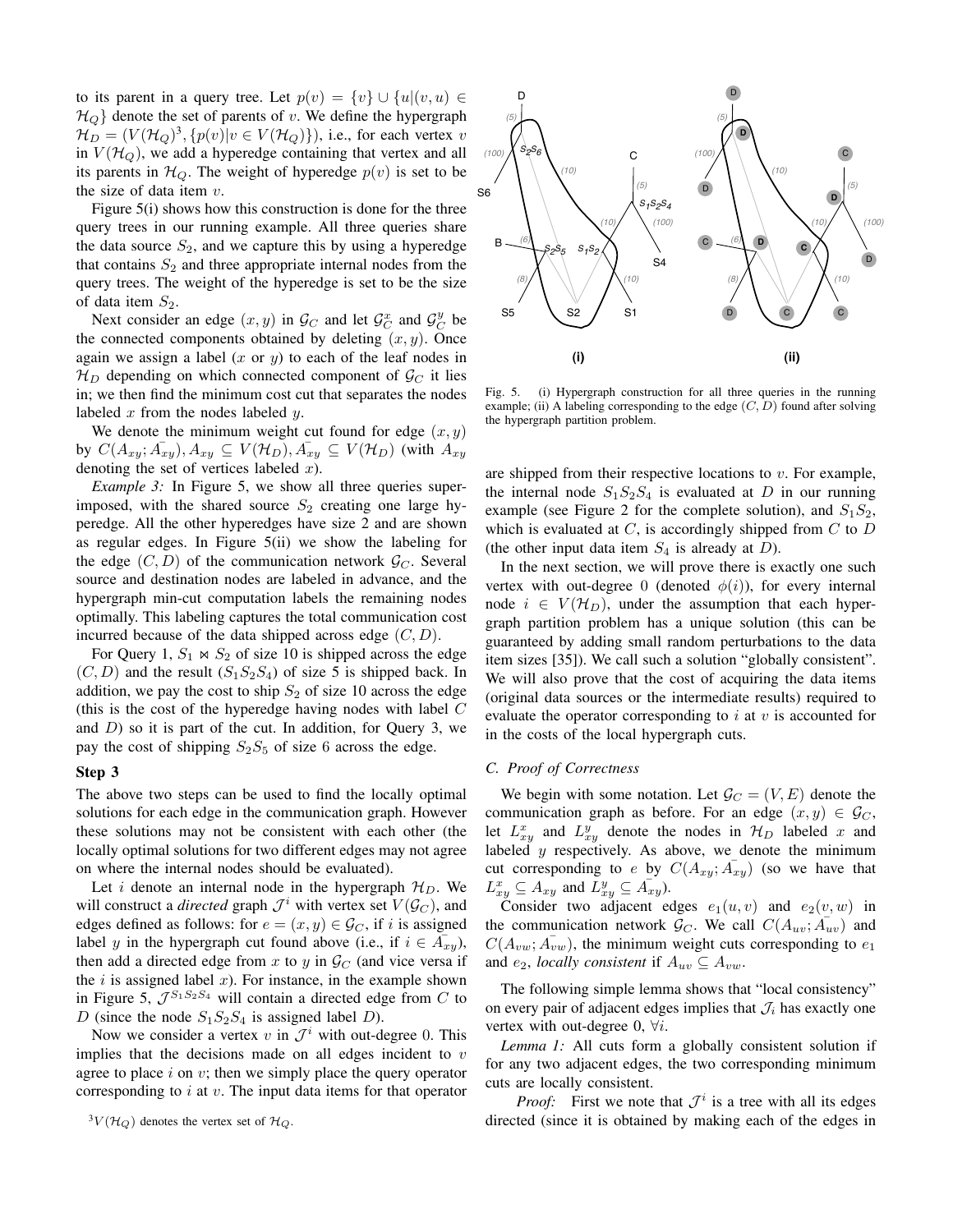to its parent in a query tree. Let $p(v) = \{v\} \cup \{u|(v,u) \in \mathcal{H}_Q\}$ denote the set of parents of $v$. We define the hypergraph $\mathcal{H}_D = (V(\mathcal{H}_Q)^3, \{p(v)|v \in V(\mathcal{H}_Q)\})$, i.e., for each vertex $v$ in $V(\mathcal{H}_Q)$, we add a hyperedge containing that vertex and all its parents in $\mathcal{H}_Q$. The weight of hyperedge $p(v)$ is set to be the size of data item $v$.

Figure 5(i) shows how this construction is done for the three query trees in our running example. All three queries share the data source $S_2$, and we capture this by using a hyperedge that contains $S_2$ and three appropriate internal nodes from the query trees. The weight of the hyperedge is set to be the size of data item $S_2$.

Next consider an edge $(x, y)$ in $\mathcal{G}_C$ and let $\mathcal{G}_C^x$ and $\mathcal{G}_C^y$ be the connected components obtained by deleting $(x, y)$. Once again we assign a label ($x$ or $y$) to each of the leaf nodes in $\mathcal{H}_D$ depending on which connected component of $\mathcal{G}_C$ it lies in; we then find the minimum cost cut that separates the nodes labeled $x$ from the nodes labeled $y$.

We denote the minimum weight cut found for edge $(x, y)$ by $C(A_{xy}; \bar{A_{xy}}), A_{xy} \subseteq V(\mathcal{H}_D), \bar{A_{xy}} \subseteq V(\mathcal{H}_D)$ (with $A_{xy}$ denoting the set of vertices labeled $x$).

*Example 3:* In Figure 5, we show all three queries superimposed, with the shared source $S_2$ creating one large hyperedge. All the other hyperedges have size 2 and are shown as regular edges. In Figure 5(ii) we show the labeling for the edge $(C, D)$ of the communication network $\mathcal{G}_C$. Several source and destination nodes are labeled in advance, and the hypergraph min-cut computation labels the remaining nodes optimally. This labeling captures the total communication cost incurred because of the data shipped across edge $(C, D)$.

For Query 1, $S_1 \bowtie S_2$ of size 10 is shipped across the edge $(C, D)$ and the result $(S_1S_2S_4)$ of size 5 is shipped back. In addition, we pay the cost to ship $S_2$ of size 10 across the edge (this is the cost of the hyperedge having nodes with label $C$ and $D$) so it is part of the cut. In addition, for Query 3, we pay the cost of shipping $S_2S_5$ of size 6 across the edge.

**Step 3**

The above two steps can be used to find the locally optimal solutions for each edge in the communication graph. However these solutions may not be consistent with each other (the locally optimal solutions for two different edges may not agree on where the internal nodes should be evaluated).

Let $i$ denote an internal node in the hypergraph $\mathcal{H}_D$. We will construct a *directed* graph $\mathcal{J}^i$ with vertex set $V(\mathcal{G}_C)$, and edges defined as follows: for $e = (x, y) \in \mathcal{G}_C$, if $i$ is assigned label $y$ in the hypergraph cut found above (i.e., if $i \in \bar{A_{xy}}$), then add a directed edge from $x$ to $y$ in $\mathcal{G}_C$ (and vice versa if the $i$ is assigned label $x$). For instance, in the example shown in Figure 5, $\mathcal{J}^{S_1S_2S_4}$ will contain a directed edge from $C$ to $D$ (since the node $S_1S_2S_4$ is assigned label $D$).

Now we consider a vertex $v$ in $\mathcal{J}^i$ with out-degree 0. This implies that the decisions made on all edges incident to $v$ agree to place $i$ on $v$; then we simply place the query operator corresponding to $i$ at $v$. The input data items for that operator are shipped from their respective locations to $v$. For example, the internal node $S_1S_2S_4$ is evaluated at $D$ in our running example (see Figure 2 for the complete solution), and $S_1S_2$, which is evaluated at $C$, is accordingly shipped from $C$ to $D$ (the other input data item $S_4$ is already at $D$).

[3] $V(\mathcal{H}_Q)$ denotes the vertex set of $\mathcal{H}_Q$.

Fig. 5. (i) Hypergraph construction for all three queries in the running example; (ii) A labeling corresponding to the edge $(C, D)$ found after solving the hypergraph partition problem.

In the next section, we will prove there is exactly one such vertex with out-degree 0 (denoted $\phi(i)$), for every internal node $i \in V(\mathcal{H}_D)$, under the assumption that each hypergraph partition problem has a unique solution (this can be guaranteed by adding small random perturbations to the data item sizes [35]). We call such a solution "globally consistent". We will also prove that the cost of acquiring the data items (original data sources or the intermediate results) required to evaluate the operator corresponding to $i$ at $v$ is accounted for in the costs of the local hypergraph cuts.

### C. Proof of Correctness

We begin with some notation. Let $\mathcal{G}_C = (V, E)$ denote the communication graph as before. For an edge $(x, y) \in \mathcal{G}_C$, let $L_{xy}^x$ and $L_{xy}^y$ denote the nodes in $\mathcal{H}_D$ labeled $x$ and labeled $y$ respectively. As above, we denote the minimum cut corresponding to $e$ by $C(A_{xy}; \bar{A_{xy}})$ (so we have that $L_{xy}^x \subseteq A_{xy}$ and $L_{xy}^y \subseteq \bar{A_{xy}}$).

Consider two adjacent edges $e_1(u, v)$ and $e_2(v, w)$ in the communication network $\mathcal{G}_C$. We call $C(A_{uv}; \bar{A_{uv}})$ and $C(A_{vw}; \bar{A_{vw}})$, the minimum weight cuts corresponding to $e_1$ and $e_2$, *locally consistent* if $A_{uv} \subseteq A_{vw}$.

The following simple lemma shows that "local consistency" on every pair of adjacent edges implies that $\mathcal{J}_i$ has exactly one vertex with out-degree 0, $\forall i$.

*Lemma 1:* All cuts form a globally consistent solution if for any two adjacent edges, the two corresponding minimum cuts are locally consistent.

*Proof:* First we note that $\mathcal{J}^i$ is a tree with all its edges directed (since it is obtained by making each of the edges in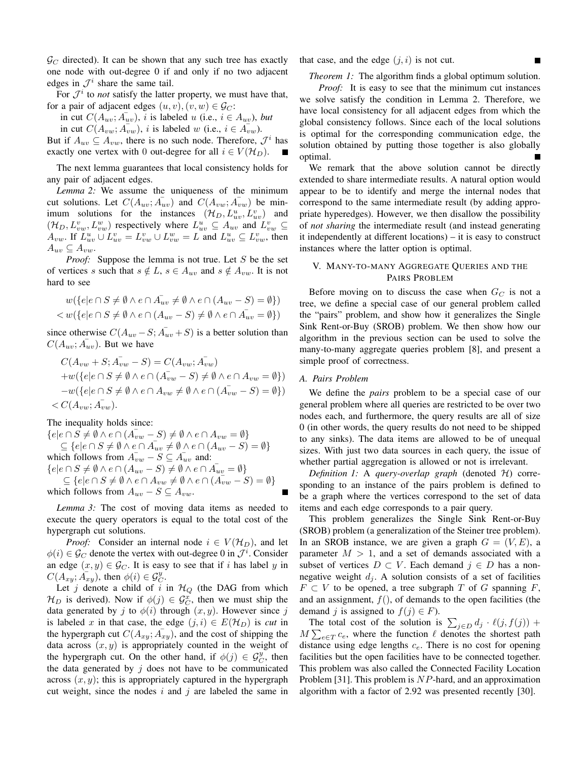$\mathcal{G}_C$ directed). It can be shown that any such tree has exactly one node with out-degree 0 if and only if no two adjacent edges in $\mathcal{J}^i$ share the same tail.

For $\mathcal{J}^i$ to *not* satisfy the latter property, we must have that, for a pair of adjacent edges $(u,v),(v,w) \in \mathcal{G}_C$:

in cut $C(A_{uv}; \bar{A_{uv}})$, $i$ is labeled $u$ (i.e., $i \in A_{uv}$), *but*

in cut $C(A_{vw}; \bar{A_{vw}})$, $i$ is labeled $w$ (i.e., $i \in \bar{A_{vw}}$).

But if $A_{uv} \subseteq A_{vw}$, there is no such node. Therefore, $\mathcal{J}^i$ has exactly one vertex with 0 out-degree for all $i \in V(\mathcal{H}_D)$. ∎

The next lemma guarantees that local consistency holds for any pair of adjacent edges.

*Lemma 2:* We assume the uniqueness of the minimum cut solutions. Let $C(A_{uv}; \bar{A_{uv}})$ and $C(A_{vw}; \bar{A_{vw}})$ be minimum solutions for the instances $(\mathcal{H}_D, L^u_{uv}, L^v_{uv})$ and $(\mathcal{H}_D, L^v_{vw}, L^w_{vw})$ respectively where $L^u_{uv} \subseteq A_{uv}$ and $L^v_{vw} \subseteq A_{vw}$. If $L^u_{uv} \cup L^v_{uv} = L^v_{vw} \cup L^w_{vw} = L$ and $L^u_{uv} \subseteq L^v_{vw}$, then $A_{uv} \subseteq A_{vw}$.

*Proof:* Suppose the lemma is not true. Let $S$ be the set of vertices $s$ such that $s \notin L$, $s \in A_{uv}$ and $s \notin A_{vw}$. It is not hard to see

$$
\begin{aligned}
&w(\{e | e \cap S \neq \emptyset \wedge e \cap \bar{A_{uv}} \neq \emptyset \wedge e \cap (A_{uv} - S) = \emptyset\}) \\
&< w(\{e | e \cap S \neq \emptyset \wedge e \cap (A_{uv} - S) \neq \emptyset \wedge e \cap \bar{A_{uv}} = \emptyset\})
\end{aligned}
$$

since otherwise $C(A_{uv} - S; \bar{A_{uv}} + S)$ is a better solution than $C(A_{uv}; \bar{A_{uv}})$. But we have

$$
\begin{aligned}
&C(A_{vw} + S; \bar{A_{vw}} - S) = C(A_{vw}; \bar{A_{vw}}) \\
&+ w(\{e | e \cap S \neq \emptyset \wedge e \cap (\bar{A_{vw}} - S) \neq \emptyset \wedge e \cap A_{vw} = \emptyset\}) \\
&- w(\{e | e \cap S \neq \emptyset \wedge e \cap A_{vw} \neq \emptyset \wedge e \cap (\bar{A_{vw}} - S) = \emptyset\}) \\
&< C(A_{vw}; \bar{A_{vw}}).
\end{aligned}
$$

The inequality holds since:

$\{e | e \cap S \neq \emptyset \wedge e \cap (\bar{A_{vw}} - S) \neq \emptyset \wedge e \cap A_{vw} = \emptyset\}$
$\quad \subseteq \{e | e \cap S \neq \emptyset \wedge e \cap \bar{A_{uv}} \neq \emptyset \wedge e \cap (A_{uv} - S) = \emptyset\}$
which follows from $\bar{A_{vw}} - S \subseteq \bar{A_{uv}}$ and:
$\{e | e \cap S \neq \emptyset \wedge e \cap (A_{uv} - S) \neq \emptyset \wedge e \cap \bar{A_{uv}} = \emptyset\}$
$\quad \subseteq \{e | e \cap S \neq \emptyset \wedge e \cap A_{vw} \neq \emptyset \wedge e \cap (\bar{A_{vw}} - S) = \emptyset\}$
which follows from $A_{uv} - S \subseteq A_{vw}$. ∎

*Lemma 3:* The cost of moving data items as needed to execute the query operators is equal to the total cost of the hypergraph cut solutions.

*Proof:* Consider an internal node $i \in V(\mathcal{H}_D)$, and let $\phi(i) \in \mathcal{G}_C$ denote the vertex with out-degree 0 in $\mathcal{J}^i$. Consider an edge $(x,y) \in \mathcal{G}_C$. It is easy to see that if $i$ has label $y$ in $C(A_{xy}; \bar{A_{xy}})$, then $\phi(i) \in \mathcal{G}^y_C$.

Let $j$ denote a child of $i$ in $\mathcal{H}_Q$ (the DAG from which $\mathcal{H}_D$ is derived). Now if $\phi(j) \in \mathcal{G}^x_C$, then we must ship the data generated by $j$ to $\phi(i)$ through $(x,y)$. However since $j$ is labeled $x$ in that case, the edge $(j,i) \in E(\mathcal{H}_D)$ is *cut* in the hypergraph cut $C(A_{xy}; \bar{A_{xy}})$, and the cost of shipping the data across $(x,y)$ is appropriately counted in the weight of the hypergraph cut. On the other hand, if $\phi(j) \in \mathcal{G}^y_C$, then the data generated by $j$ does not have to be communicated across $(x,y)$; this is appropriately captured in the hypergraph cut weight, since the nodes $i$ and $j$ are labeled the same in that case, and the edge $(j,i)$ is not cut. ∎

*Theorem 1:* The algorithm finds a global optimum solution.

*Proof:* It is easy to see that the minimum cut instances we solve satisfy the condition in Lemma 2. Therefore, we have local consistency for all adjacent edges from which the global consistency follows. Since each of the local solutions is optimal for the corresponding communication edge, the solution obtained by putting those together is also globally optimal. ∎

We remark that the above solution cannot be directly extended to share intermediate results. A natural option would appear to be to identify and merge the internal nodes that correspond to the same intermediate result (by adding appropriate hyperedges). However, we then disallow the possibility of *not sharing* the intermediate result (and instead generating it independently at different locations) – it is easy to construct instances where the latter option is optimal.

## V. Many-to-many Aggregate Queries and the Pairs Problem

Before moving on to discuss the case when $G_C$ is not a tree, we define a special case of our general problem called the "pairs" problem, and show how it generalizes the Single Sink Rent-or-Buy (SROB) problem. We then show how our algorithm in the previous section can be used to solve the many-to-many aggregate queries problem [8], and present a simple proof of correctness.

### A. Pairs Problem

We define the *pairs* problem to be a special case of our general problem where all queries are restricted to be over two nodes each, and furthermore, the query results are all of size 0 (in other words, the query results do not need to be shipped to any sinks). The data items are allowed to be of unequal sizes. With just two data sources in each query, the issue of whether partial aggregation is allowed or not is irrelevant.

*Definition 1:* A *query-overlap graph* (denoted $\mathcal{H}$) corresponding to an instance of the pairs problem is defined to be a graph where the vertices correspond to the set of data items and each edge corresponds to a pair query.

This problem generalizes the Single Sink Rent-or-Buy (SROB) problem (a generalization of the Steiner tree problem). In an SROB instance, we are given a graph $G = (V, E)$, a parameter $M > 1$, and a set of demands associated with a subset of vertices $D \subset V$. Each demand $j \in D$ has a non-negative weight $d_j$. A solution consists of a set of facilities $F \subset V$ to be opened, a tree subgraph $T$ of $G$ spanning $F$, and an assignment, $f()$, of demands to the open facilities (the demand $j$ is assigned to $f(j) \in F$).

The total cost of the solution is $\sum_{j \in D} d_j \cdot \ell(j, f(j)) + M \sum_{e \in T} c_e$, where the function $\ell$ denotes the shortest path distance using edge lengths $c_e$. There is no cost for opening facilities but the open facilities have to be connected together. This problem was also called the Connected Facility Location Problem [31]. This problem is $NP$-hard, and an approximation algorithm with a factor of 2.92 was presented recently [30].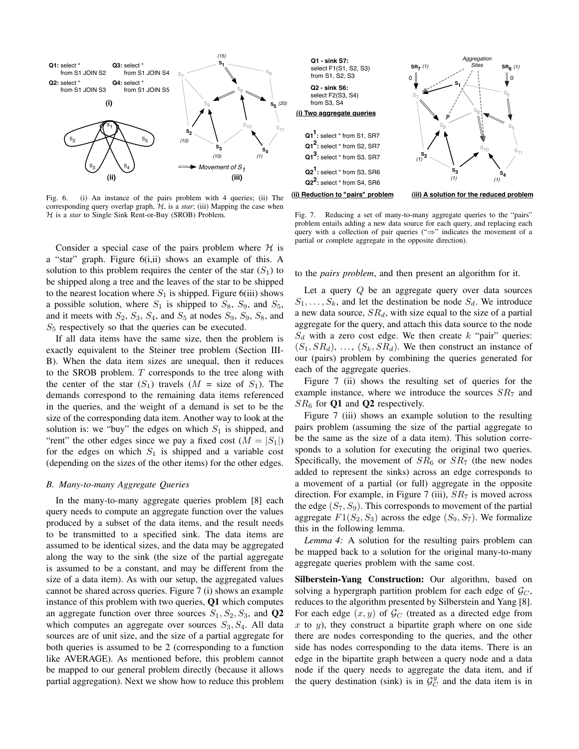Fig. 6. (i) An instance of the pairs problem with 4 queries; (ii) The corresponding query overlap graph, $\mathcal{H}$, is a *star*; (iii) Mapping the case when $\mathcal{H}$ is a *star* to Single Sink Rent-or-Buy (SROB) Problem.

Fig. 7. Reducing a set of many-to-many aggregate queries to the "pairs" problem entails adding a new data source for each query, and replacing each query with a collection of pair queries ("⇒" indicates the movement of a partial or complete aggregate in the opposite direction).

Consider a special case of the pairs problem where $\mathcal{H}$ is a "star" graph. Figure 6(i,ii) shows an example of this. A solution to this problem requires the center of the star ($S_1$) to be shipped along a tree and the leaves of the star to be shipped to the nearest location where $S_1$ is shipped. Figure 6(iii) shows a possible solution, where $S_1$ is shipped to $S_8$, $S_9$, and $S_5$, and it meets with $S_2$, $S_3$, $S_4$, and $S_5$ at nodes $S_9$, $S_9$, $S_8$, and $S_5$ respectively so that the queries can be executed.

If all data items have the same size, then the problem is exactly equivalent to the Steiner tree problem (Section III-B). When the data item sizes are unequal, then it reduces to the SROB problem. $T$ corresponds to the tree along with the center of the star ($S_1$) travels ($M$ = size of $S_1$). The demands correspond to the remaining data items referenced in the queries, and the weight of a demand is set to be the size of the corresponding data item. Another way to look at the solution is: we "buy" the edges on which $S_1$ is shipped, and "rent" the other edges since we pay a fixed cost ($M = |S_1|$) for the edges on which $S_1$ is shipped and a variable cost (depending on the sizes of the other items) for the other edges.

### B. Many-to-many Aggregate Queries

In the many-to-many aggregate queries problem [8] each query needs to compute an aggregate function over the values produced by a subset of the data items, and the result needs to be transmitted to a specified sink. The data items are assumed to be identical sizes, and the data may be aggregated along the way to the sink (the size of the partial aggregate is assumed to be a constant, and may be different from the size of a data item). As with our setup, the aggregated values cannot be shared across queries. Figure 7 (i) shows an example instance of this problem with two queries, **Q1** which computes an aggregate function over three sources $S_1, S_2, S_3$, and **Q2** which computes an aggregate over sources $S_3, S_4$. All data sources are of unit size, and the size of a partial aggregate for both queries is assumed to be 2 (corresponding to a function like AVERAGE). As mentioned before, this problem cannot be mapped to our general problem directly (because it allows partial aggregation). Next we show how to reduce this problem to the *pairs problem*, and then present an algorithm for it.

Let a query $Q$ be an aggregate query over data sources $S_1, \ldots, S_k$, and let the destination be node $S_d$. We introduce a new data source, $SR_d$, with size equal to the size of a partial aggregate for the query, and attach this data source to the node $S_d$ with a zero cost edge. We then create $k$ "pair" queries: $(S_1, SR_d)$, $\ldots$, $(S_k, SR_d)$. We then construct an instance of our (pairs) problem by combining the queries generated for each of the aggregate queries.

Figure 7 (ii) shows the resulting set of queries for the example instance, where we introduce the sources $SR_7$ and $SR_6$ for **Q1** and **Q2** respectively.

Figure 7 (iii) shows an example solution to the resulting pairs problem (assuming the size of the partial aggregate to be the same as the size of a data item). This solution corresponds to a solution for executing the original two queries. Specifically, the movement of $SR_6$ or $SR_7$ (the new nodes added to represent the sinks) across an edge corresponds to a movement of a partial (or full) aggregate in the opposite direction. For example, in Figure 7 (iii), $SR_7$ is moved across the edge $(S_7, S_9)$. This corresponds to movement of the partial aggregate $F1(S_2, S_3)$ across the edge $(S_9, S_7)$. We formalize this in the following lemma.

*Lemma 4:* A solution for the resulting pairs problem can be mapped back to a solution for the original many-to-many aggregate queries problem with the same cost.

**Silberstein-Yang Construction:** Our algorithm, based on solving a hypergraph partition problem for each edge of $\mathcal{G}_C$, reduces to the algorithm presented by Silberstein and Yang [8]. For each edge $(x, y)$ of $\mathcal{G}_C$ (treated as a directed edge from $x$ to $y$), they construct a bipartite graph where on one side there are nodes corresponding to the queries, and the other side has nodes corresponding to the data items. There is an edge in the bipartite graph between a query node and a data node if the query needs to aggregate the data item, and if the query destination (sink) is in $\mathcal{G}_C^y$ and the data item is in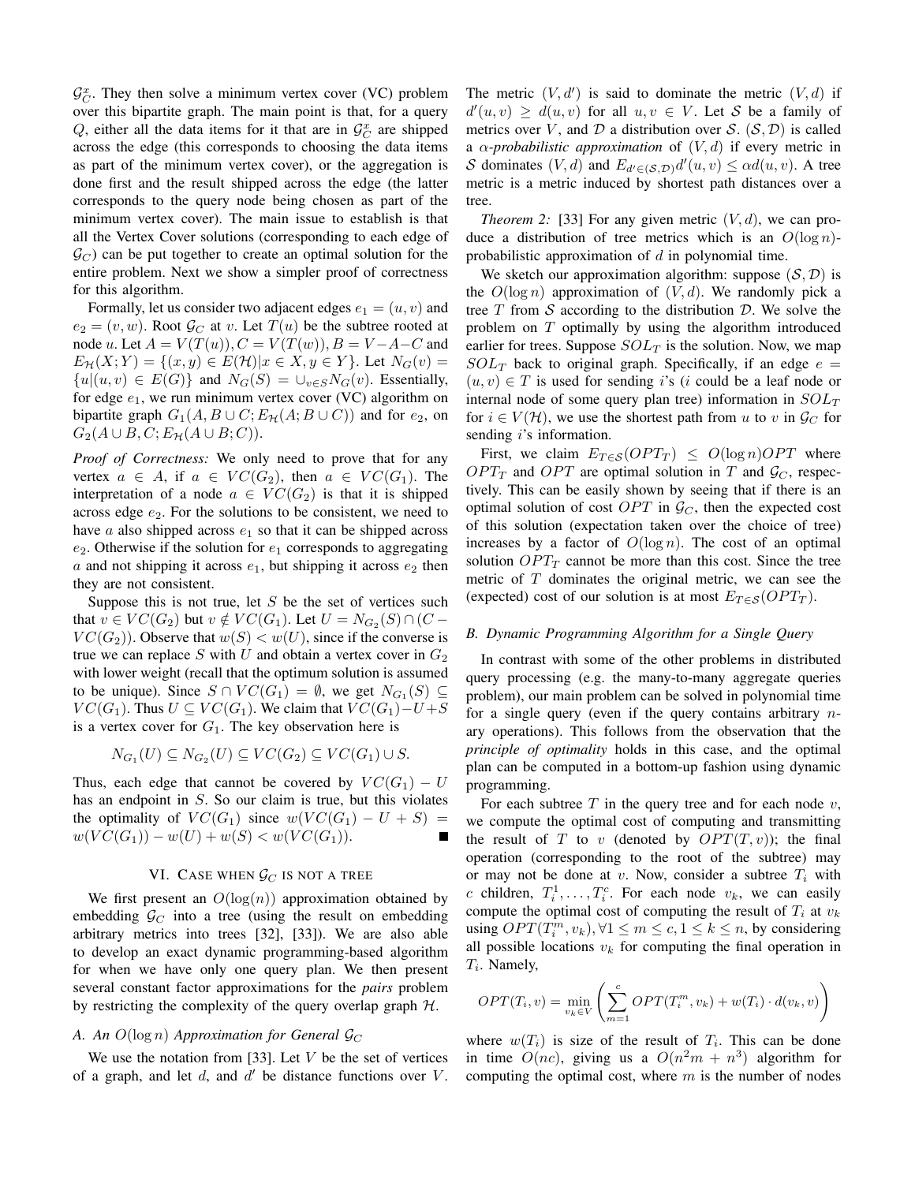$\mathcal{G}_C^x$. They then solve a minimum vertex cover (VC) problem over this bipartite graph. The main point is that, for a query $Q$, either all the data items for it that are in $\mathcal{G}_C^x$ are shipped across the edge (this corresponds to choosing the data items as part of the minimum vertex cover), or the aggregation is done first and the result shipped across the edge (the latter corresponds to the query node being chosen as part of the minimum vertex cover). The main issue to establish is that all the Vertex Cover solutions (corresponding to each edge of $\mathcal{G}_C$) can be put together to create an optimal solution for the entire problem. Next we show a simpler proof of correctness for this algorithm.

Formally, let us consider two adjacent edges $e_1 = (u, v)$ and $e_2 = (v, w)$. Root $\mathcal{G}_C$ at $v$. Let $T(u)$ be the subtree rooted at node $u$. Let $A = V(T(u)), C = V(T(w)), B = V - A - C$ and $E_{\mathcal{H}}(X; Y) = \{(x, y) \in E(\mathcal{H}) | x \in X, y \in Y\}$. Let $N_G(v) = \{u | (u, v) \in E(G)\}$ and $N_G(S) = \cup_{v \in S} N_G(v)$. Essentially, for edge $e_1$, we run minimum vertex cover (VC) algorithm on bipartite graph $G_1(A, B \cup C; E_{\mathcal{H}}(A; B \cup C))$ and for $e_2$, on $G_2(A \cup B, C; E_{\mathcal{H}}(A \cup B; C))$.

*Proof of Correctness:* We only need to prove that for any vertex $a \in A$, if $a \in VC(G_2)$, then $a \in VC(G_1)$. The interpretation of a node $a \in VC(G_2)$ is that it is shipped across edge $e_2$. For the solutions to be consistent, we need to have $a$ also shipped across $e_1$ so that it can be shipped across $e_2$. Otherwise if the solution for $e_1$ corresponds to aggregating $a$ and not shipping it across $e_1$, but shipping it across $e_2$ then they are not consistent.

Suppose this is not true, let $S$ be the set of vertices such that $v \in VC(G_2)$ but $v \notin VC(G_1)$. Let $U = N_{G_2}(S) \cap (C - VC(G_2))$. Observe that $w(S) < w(U)$, since if the converse is true we can replace $S$ with $U$ and obtain a vertex cover in $G_2$ with lower weight (recall that the optimum solution is assumed to be unique). Since $S \cap VC(G_1) = \emptyset$, we get $N_{G_1}(S) \subseteq VC(G_1)$. Thus $U \subseteq VC(G_1)$. We claim that $VC(G_1) - U + S$ is a vertex cover for $G_1$. The key observation here is

$$N_{G_1}(U) \subseteq N_{G_2}(U) \subseteq VC(G_2) \subseteq VC(G_1) \cup S.$$

Thus, each edge that cannot be covered by $VC(G_1) - U$ has an endpoint in $S$. So our claim is true, but this violates the optimality of $VC(G_1)$ since $w(VC(G_1) - U + S) = w(VC(G_1)) - w(U) + w(S) < w(VC(G_1))$. ∎

## VI. Case when $\mathcal{G}_C$ is not a tree

We first present an $O(\log(n))$ approximation obtained by embedding $\mathcal{G}_C$ into a tree (using the result on embedding arbitrary metrics into trees [32], [33]). We are also able to develop an exact dynamic programming-based algorithm for when we have only one query plan. We then present several constant factor approximations for the *pairs* problem by restricting the complexity of the query overlap graph $\mathcal{H}$.

### A. An $O(\log n)$ Approximation for General $\mathcal{G}_C$

We use the notation from [33]. Let $V$ be the set of vertices of a graph, and let $d$, and $d'$ be distance functions over $V$. The metric $(V, d')$ is said to dominate the metric $(V, d)$ if $d'(u, v) \geq d(u, v)$ for all $u, v \in V$. Let $\mathcal{S}$ be a family of metrics over $V$, and $\mathcal{D}$ a distribution over $\mathcal{S}$. $(\mathcal{S}, \mathcal{D})$ is called a *$\alpha$-probabilistic approximation* of $(V, d)$ if every metric in $\mathcal{S}$ dominates $(V, d)$ and $E_{d' \in (\mathcal{S}, \mathcal{D})} d'(u, v) \leq \alpha d(u, v)$. A tree metric is a metric induced by shortest path distances over a tree.

*Theorem 2:* [33] For any given metric $(V, d)$, we can produce a distribution of tree metrics which is an $O(\log n)$-probabilistic approximation of $d$ in polynomial time.

We sketch our approximation algorithm: suppose $(\mathcal{S}, \mathcal{D})$ is the $O(\log n)$ approximation of $(V, d)$. We randomly pick a tree $T$ from $\mathcal{S}$ according to the distribution $\mathcal{D}$. We solve the problem on $T$ optimally by using the algorithm introduced earlier for trees. Suppose $SOL_T$ is the solution. Now, we map $SOL_T$ back to original graph. Specifically, if an edge $e = (u, v) \in T$ is used for sending $i$'s ($i$ could be a leaf node or internal node of some query plan tree) information in $SOL_T$ for $i \in V(\mathcal{H})$, we use the shortest path from $u$ to $v$ in $\mathcal{G}_C$ for sending $i$'s information.

First, we claim $E_{T \in \mathcal{S}}(OPT_T) \leq O(\log n) OPT$ where $OPT_T$ and $OPT$ are optimal solution in $T$ and $\mathcal{G}_C$, respectively. This can be easily shown by seeing that if there is an optimal solution of cost $OPT$ in $\mathcal{G}_C$, then the expected cost of this solution (expectation taken over the choice of tree) increases by a factor of $O(\log n)$. The cost of an optimal solution $OPT_T$ cannot be more than this cost. Since the tree metric of $T$ dominates the original metric, we can see the (expected) cost of our solution is at most $E_{T \in \mathcal{S}}(OPT_T)$.

### B. Dynamic Programming Algorithm for a Single Query

In contrast with some of the other problems in distributed query processing (e.g. the many-to-many aggregate queries problem), our main problem can be solved in polynomial time for a single query (even if the query contains arbitrary $n$-ary operations). This follows from the observation that the *principle of optimality* holds in this case, and the optimal plan can be computed in a bottom-up fashion using dynamic programming.

For each subtree $T$ in the query tree and for each node $v$, we compute the optimal cost of computing and transmitting the result of $T$ to $v$ (denoted by $OPT(T, v)$); the final operation (corresponding to the root of the subtree) may or may not be done at $v$. Now, consider a subtree $T_i$ with $c$ children, $T_i^1, \ldots, T_i^c$. For each node $v_k$, we can easily compute the optimal cost of computing the result of $T_i$ at $v_k$ using $OPT(T_i^m, v_k), \forall 1 \leq m \leq c, 1 \leq k \leq n$, by considering all possible locations $v_k$ for computing the final operation in $T_i$. Namely,

$$OPT(T_i, v) = \min_{v_k \in V} \left( \sum_{m=1}^{c} OPT(T_i^m, v_k) + w(T_i) \cdot d(v_k, v) \right)$$

where $w(T_i)$ is size of the result of $T_i$. This can be done in time $O(nc)$, giving us a $O(n^2 m + n^3)$ algorithm for computing the optimal cost, where $m$ is the number of nodes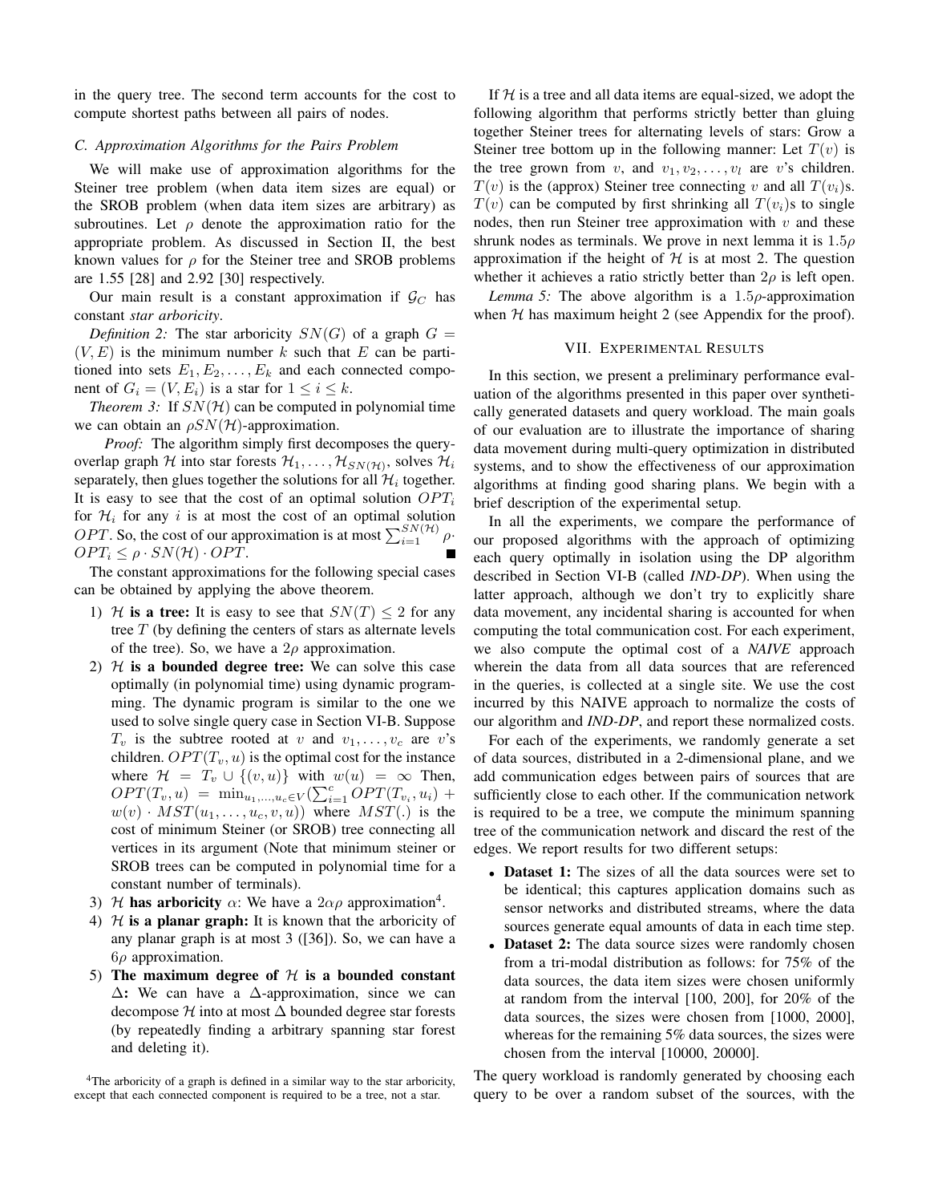in the query tree. The second term accounts for the cost to compute shortest paths between all pairs of nodes.

### C. Approximation Algorithms for the Pairs Problem

We will make use of approximation algorithms for the Steiner tree problem (when data item sizes are equal) or the SROB problem (when data item sizes are arbitrary) as subroutines. Let $\rho$ denote the approximation ratio for the appropriate problem. As discussed in Section II, the best known values for $\rho$ for the Steiner tree and SROB problems are 1.55 [28] and 2.92 [30] respectively.

Our main result is a constant approximation if $\mathcal{G}_C$ has constant *star arboricity*.

*Definition 2:* The star arboricity $SN(G)$ of a graph $G = (V, E)$ is the minimum number $k$ such that $E$ can be partitioned into sets $E_1, E_2, \ldots, E_k$ and each connected component of $G_i = (V, E_i)$ is a star for $1 \leq i \leq k$.

*Theorem 3:* If $SN(\mathcal{H})$ can be computed in polynomial time we can obtain an $\rho SN(\mathcal{H})$-approximation.

*Proof:* The algorithm simply first decomposes the query-overlap graph $\mathcal{H}$ into star forests $\mathcal{H}_1, \ldots, \mathcal{H}_{SN(\mathcal{H})}$, solves $\mathcal{H}_i$ separately, then glues together the solutions for all $\mathcal{H}_i$ together. It is easy to see that the cost of an optimal solution $OPT_i$ for $\mathcal{H}_i$ for any $i$ is at most the cost of an optimal solution $OPT$. So, the cost of our approximation is at most $\sum_{i=1}^{SN(\mathcal{H})} \rho \cdot OPT_i \leq \rho \cdot SN(\mathcal{H}) \cdot OPT$. ∎

The constant approximations for the following special cases can be obtained by applying the above theorem.

1) $\mathcal{H}$ **is a tree:** It is easy to see that $SN(T) \leq 2$ for any tree $T$ (by defining the centers of stars as alternate levels of the tree). So, we have a $2\rho$ approximation.
2) $\mathcal{H}$ **is a bounded degree tree:** We can solve this case optimally (in polynomial time) using dynamic programming. The dynamic program is similar to the one we used to solve single query case in Section VI-B. Suppose $T_v$ is the subtree rooted at $v$ and $v_1, \ldots, v_c$ are $v$'s children. $OPT(T_v, u)$ is the optimal cost for the instance where $\mathcal{H} = T_v \cup \{(v, u)\}$ with $w(u) = \infty$ Then, $OPT(T_v, u) = \min_{u_1, \ldots, u_c \in V}(\sum_{i=1}^{c} OPT(T_{v_i}, u_i) + w(v) \cdot MST(u_1, \ldots, u_c, v, u))$ where $MST(.)$ is the cost of minimum Steiner (or SROB) tree connecting all vertices in its argument (Note that minimum steiner or SROB trees can be computed in polynomial time for a constant number of terminals).
3) $\mathcal{H}$ **has arboricity** $\alpha$: We have a $2\alpha\rho$ approximation[4].
4) $\mathcal{H}$ **is a planar graph:** It is known that the arboricity of any planar graph is at most 3 ([36]). So, we can have a $6\rho$ approximation.
5) **The maximum degree of** $\mathcal{H}$ **is a bounded constant** $\Delta$**:** We can have a $\Delta$-approximation, since we can decompose $\mathcal{H}$ into at most $\Delta$ bounded degree star forests (by repeatedly finding a arbitrary spanning star forest and deleting it).

[4]The arboricity of a graph is defined in a similar way to the star arboricity, except that each connected component is required to be a tree, not a star.

If $\mathcal{H}$ is a tree and all data items are equal-sized, we adopt the following algorithm that performs strictly better than gluing together Steiner trees for alternating levels of stars: Grow a Steiner tree bottom up in the following manner: Let $T(v)$ is the tree grown from $v$, and $v_1, v_2, \ldots, v_l$ are $v$'s children. $T(v)$ is the (approx) Steiner tree connecting $v$ and all $T(v_i)$s. $T(v)$ can be computed by first shrinking all $T(v_i)$s to single nodes, then run Steiner tree approximation with $v$ and these shrunk nodes as terminals. We prove in next lemma it is $1.5\rho$ approximation if the height of $\mathcal{H}$ is at most 2. The question whether it achieves a ratio strictly better than $2\rho$ is left open.

*Lemma 5:* The above algorithm is a $1.5\rho$-approximation when $\mathcal{H}$ has maximum height 2 (see Appendix for the proof).

## VII. Experimental Results

In this section, we present a preliminary performance evaluation of the algorithms presented in this paper over synthetically generated datasets and query workload. The main goals of our evaluation are to illustrate the importance of sharing data movement during multi-query optimization in distributed systems, and to show the effectiveness of our approximation algorithms at finding good sharing plans. We begin with a brief description of the experimental setup.

In all the experiments, we compare the performance of our proposed algorithms with the approach of optimizing each query optimally in isolation using the DP algorithm described in Section VI-B (called *IND-DP*). When using the latter approach, although we don't try to explicitly share data movement, any incidental sharing is accounted for when computing the total communication cost. For each experiment, we also compute the optimal cost of a *NAIVE* approach wherein the data from all data sources that are referenced in the queries, is collected at a single site. We use the cost incurred by this NAIVE approach to normalize the costs of our algorithm and *IND-DP*, and report these normalized costs.

For each of the experiments, we randomly generate a set of data sources, distributed in a 2-dimensional plane, and we add communication edges between pairs of sources that are sufficiently close to each other. If the communication network is required to be a tree, we compute the minimum spanning tree of the communication network and discard the rest of the edges. We report results for two different setups:

- **Dataset 1:** The sizes of all the data sources were set to be identical; this captures application domains such as sensor networks and distributed streams, where the data sources generate equal amounts of data in each time step.
- **Dataset 2:** The data source sizes were randomly chosen from a tri-modal distribution as follows: for 75% of the data sources, the data item sizes were chosen uniformly at random from the interval [100, 200], for 20% of the data sources, the sizes were chosen from [1000, 2000], whereas for the remaining 5% data sources, the sizes were chosen from the interval [10000, 20000].

The query workload is randomly generated by choosing each query to be over a random subset of the sources, with the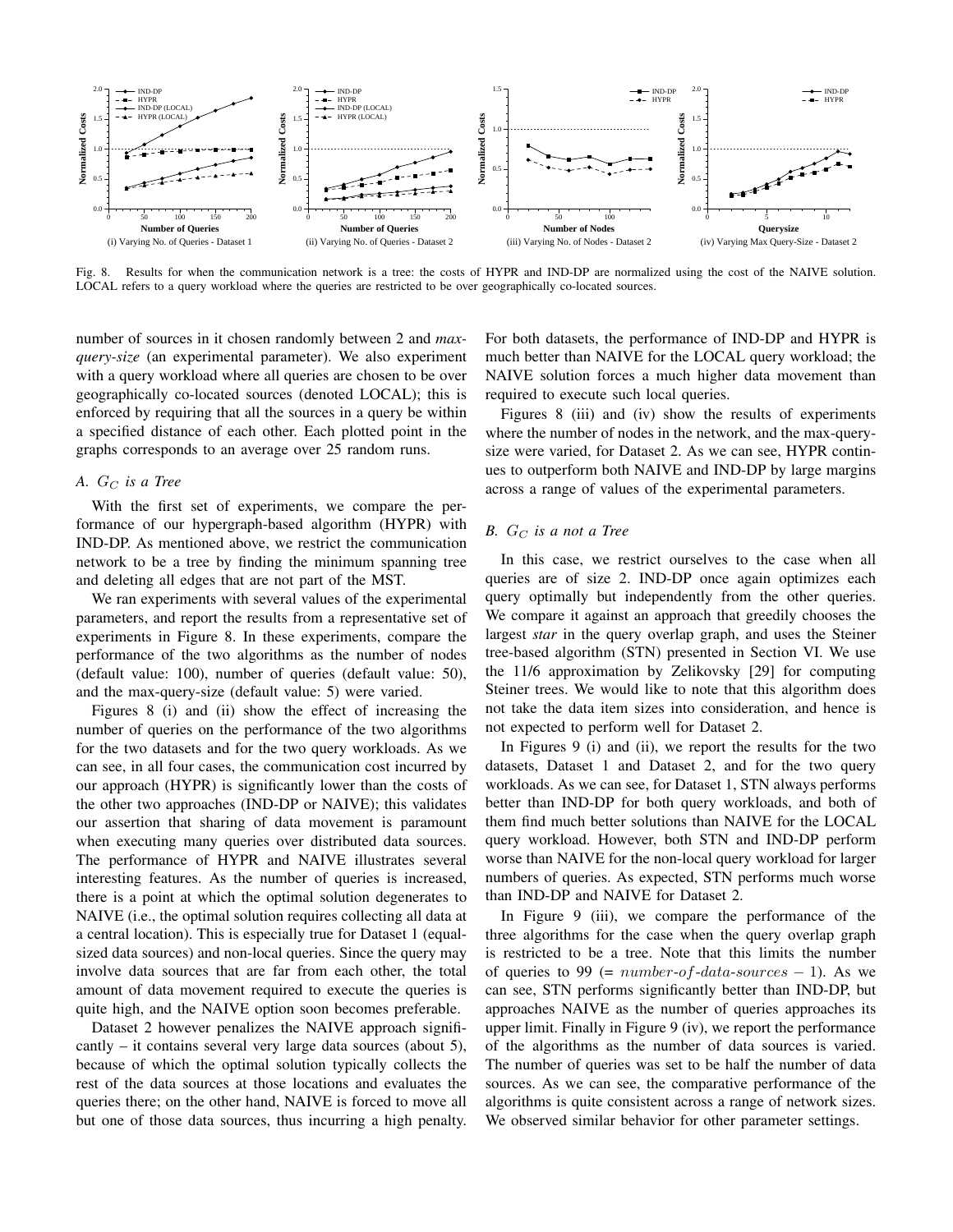Fig. 8. Results for when the communication network is a tree: the costs of HYPR and IND-DP are normalized using the cost of the NAIVE solution. LOCAL refers to a query workload where the queries are restricted to be over geographically co-located sources.

number of sources in it chosen randomly between 2 and *max-query-size* (an experimental parameter). We also experiment with a query workload where all queries are chosen to be over geographically co-located sources (denoted LOCAL); this is enforced by requiring that all the sources in a query be within a specified distance of each other. Each plotted point in the graphs corresponds to an average over 25 random runs.

### A. $G_C$ is a Tree

With the first set of experiments, we compare the performance of our hypergraph-based algorithm (HYPR) with IND-DP. As mentioned above, we restrict the communication network to be a tree by finding the minimum spanning tree and deleting all edges that are not part of the MST.

We ran experiments with several values of the experimental parameters, and report the results from a representative set of experiments in Figure 8. In these experiments, compare the performance of the two algorithms as the number of nodes (default value: 100), number of queries (default value: 50), and the max-query-size (default value: 5) were varied.

Figures 8 (i) and (ii) show the effect of increasing the number of queries on the performance of the two algorithms for the two datasets and for the two query workloads. As we can see, in all four cases, the communication cost incurred by our approach (HYPR) is significantly lower than the costs of the other two approaches (IND-DP or NAIVE); this validates our assertion that sharing of data movement is paramount when executing many queries over distributed data sources. The performance of HYPR and NAIVE illustrates several interesting features. As the number of queries is increased, there is a point at which the optimal solution degenerates to NAIVE (i.e., the optimal solution requires collecting all data at a central location). This is especially true for Dataset 1 (equal-sized data sources) and non-local queries. Since the query may involve data sources that are far from each other, the total amount of data movement required to execute the queries is quite high, and the NAIVE option soon becomes preferable.

Dataset 2 however penalizes the NAIVE approach significantly – it contains several very large data sources (about 5), because of which the optimal solution typically collects the rest of the data sources at those locations and evaluates the queries there; on the other hand, NAIVE is forced to move all but one of those data sources, thus incurring a high penalty. For both datasets, the performance of IND-DP and HYPR is much better than NAIVE for the LOCAL query workload; the NAIVE solution forces a much higher data movement than required to execute such local queries.

Figures 8 (iii) and (iv) show the results of experiments where the number of nodes in the network, and the max-query-size were varied, for Dataset 2. As we can see, HYPR continues to outperform both NAIVE and IND-DP by large margins across a range of values of the experimental parameters.

### B. $G_C$ is a not a Tree

In this case, we restrict ourselves to the case when all queries are of size 2. IND-DP once again optimizes each query optimally but independently from the other queries. We compare it against an approach that greedily chooses the largest *star* in the query overlap graph, and uses the Steiner tree-based algorithm (STN) presented in Section VI. We use the 11/6 approximation by Zelikovsky [29] for computing Steiner trees. We would like to note that this algorithm does not take the data item sizes into consideration, and hence is not expected to perform well for Dataset 2.

In Figures 9 (i) and (ii), we report the results for the two datasets, Dataset 1 and Dataset 2, and for the two query workloads. As we can see, for Dataset 1, STN always performs better than IND-DP for both query workloads, and both of them find much better solutions than NAIVE for the LOCAL query workload. However, both STN and IND-DP perform worse than NAIVE for the non-local query workload for larger numbers of queries. As expected, STN performs much worse than IND-DP and NAIVE for Dataset 2.

In Figure 9 (iii), we compare the performance of the three algorithms for the case when the query overlap graph is restricted to be a tree. Note that this limits the number of queries to 99 (= $number\text{-}of\text{-}data\text{-}sources - 1$). As we can see, STN performs significantly better than IND-DP, but approaches NAIVE as the number of queries approaches its upper limit. Finally in Figure 9 (iv), we report the performance of the algorithms as the number of data sources is varied. The number of queries was set to be half the number of data sources. As we can see, the comparative performance of the algorithms is quite consistent across a range of network sizes. We observed similar behavior for other parameter settings.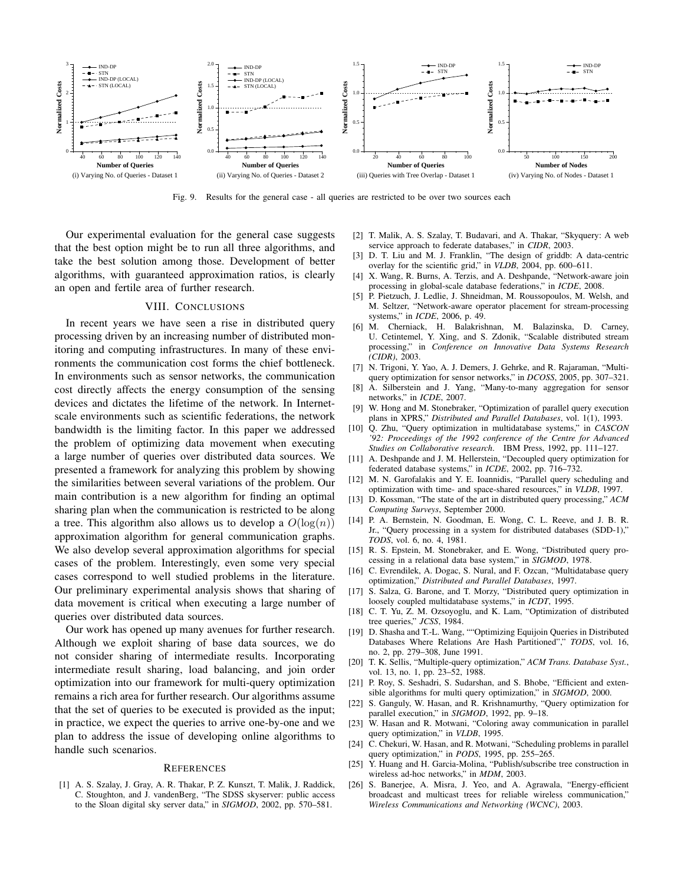Normalized Costs

Number of Queries

IND-DP
STN
IND-DP (LOCAL)
STN (LOCAL)

(i) Varying No. of Queries - Dataset 1

(ii) Varying No. of Queries - Dataset 2

(iii) Queries with Tree Overlap - Dataset 1

Number of Nodes

(iv) Varying No. of Nodes - Dataset 1

Fig. 9. Results for the general case - all queries are restricted to be over two sources each

Our experimental evaluation for the general case suggests that the best option might be to run all three algorithms, and take the best solution among those. Development of better algorithms, with guaranteed approximation ratios, is clearly an open and fertile area of further research.

## VIII. Conclusions

In recent years we have seen a rise in distributed query processing driven by an increasing number of distributed monitoring and computing infrastructures. In many of these environments the communication cost forms the chief bottleneck. In environments such as sensor networks, the communication cost directly affects the energy consumption of the sensing devices and dictates the lifetime of the network. In Internet-scale environments such as scientific federations, the network bandwidth is the limiting factor. In this paper we addressed the problem of optimizing data movement when executing a large number of queries over distributed data sources. We presented a framework for analyzing this problem by showing the similarities between several variations of the problem. Our main contribution is a new algorithm for finding an optimal sharing plan when the communication is restricted to be along a tree. This algorithm also allows us to develop a $O(\log(n))$ approximation algorithm for general communication graphs. We also develop several approximation algorithms for special cases of the problem. Interestingly, even some very special cases correspond to well studied problems in the literature. Our preliminary experimental analysis shows that sharing of data movement is critical when executing a large number of queries over distributed data sources.

Our work has opened up many avenues for further research. Although we exploit sharing of base data sources, we do not consider sharing of intermediate results. Incorporating intermediate result sharing, load balancing, and join order optimization into our framework for multi-query optimization remains a rich area for further research. Our algorithms assume that the set of queries to be executed is provided as the input; in practice, we expect the queries to arrive one-by-one and we plan to address the issue of developing online algorithms to handle such scenarios.

## References

[1] A. S. Szalay, J. Gray, A. R. Thakar, P. Z. Kunszt, T. Malik, J. Raddick, C. Stoughton, and J. vandenBerg, "The SDSS skyserver: public access to the Sloan digital sky server data," in *SIGMOD*, 2002, pp. 570–581.

[2] T. Malik, A. S. Szalay, T. Budavari, and A. Thakar, "Skyquery: A web service approach to federate databases," in *CIDR*, 2003.

[3] D. T. Liu and M. J. Franklin, "The design of griddb: A data-centric overlay for the scientific grid," in *VLDB*, 2004, pp. 600–611.

[4] X. Wang, R. Burns, A. Terzis, and A. Deshpande, "Network-aware join processing in global-scale database federations," in *ICDE*, 2008.

[5] P. Pietzuch, J. Ledlie, J. Shneidman, M. Roussopoulos, M. Welsh, and M. Seltzer, "Network-aware operator placement for stream-processing systems," in *ICDE*, 2006, p. 49.

[6] M. Cherniack, H. Balakrishnan, M. Balazinska, D. Carney, U. Cetintemel, Y. Xing, and S. Zdonik, "Scalable distributed stream processing," in *Conference on Innovative Data Systems Research (CIDR)*, 2003.

[7] N. Trigoni, Y. Yao, A. J. Demers, J. Gehrke, and R. Rajaraman, "Multi-query optimization for sensor networks," in *DCOSS*, 2005, pp. 307–321.

[8] A. Silberstein and J. Yang, "Many-to-many aggregation for sensor networks," in *ICDE*, 2007.

[9] W. Hong and M. Stonebraker, "Optimization of parallel query execution plans in XPRS," *Distributed and Parallel Databases*, vol. 1(1), 1993.

[10] Q. Zhu, "Query optimization in multidatabase systems," in *CASCON '92: Proceedings of the 1992 conference of the Centre for Advanced Studies on Collaborative research*. IBM Press, 1992, pp. 111–127.

[11] A. Deshpande and J. M. Hellerstein, "Decoupled query optimization for federated database systems," in *ICDE*, 2002, pp. 716–732.

[12] M. N. Garofalakis and Y. E. Ioannidis, "Parallel query scheduling and optimization with time- and space-shared resources," in *VLDB*, 1997.

[13] D. Kossman, "The state of the art in distributed query processing," *ACM Computing Surveys*, September 2000.

[14] P. A. Bernstein, N. Goodman, E. Wong, C. L. Reeve, and J. B. R. Jr., "Query processing in a system for distributed databases (SDD-1)," *TODS*, vol. 6, no. 4, 1981.

[15] R. S. Epstein, M. Stonebraker, and E. Wong, "Distributed query processing in a relational data base system," in *SIGMOD*, 1978.

[16] C. Evrendilek, A. Dogac, S. Nural, and F. Ozcan, "Multidatabase query optimization," *Distributed and Parallel Databases*, 1997.

[17] S. Salza, G. Barone, and T. Morzy, "Distributed query optimization in loosely coupled multidatabase systems," in *ICDT*, 1995.

[18] C. T. Yu, Z. M. Ozsoyoglu, and K. Lam, "Optimization of distributed tree queries," *JCSS*, 1984.

[19] D. Shasha and T.-L. Wang, ""Optimizing Equijoin Queries in Distributed Databases Where Relations Are Hash Partitioned"," *TODS*, vol. 16, no. 2, pp. 279–308, June 1991.

[20] T. K. Sellis, "Multiple-query optimization," *ACM Trans. Database Syst.*, vol. 13, no. 1, pp. 23–52, 1988.

[21] P. Roy, S. Seshadri, S. Sudarshan, and S. Bhobe, "Efficient and extensible algorithms for multi query optimization," in *SIGMOD*, 2000.

[22] S. Ganguly, W. Hasan, and R. Krishnamurthy, "Query optimization for parallel execution," in *SIGMOD*, 1992, pp. 9–18.

[23] W. Hasan and R. Motwani, "Coloring away communication in parallel query optimization," in *VLDB*, 1995.

[24] C. Chekuri, W. Hasan, and R. Motwani, "Scheduling problems in parallel query optimization," in *PODS*, 1995, pp. 255–265.

[25] Y. Huang and H. Garcia-Molina, "Publish/subscribe tree construction in wireless ad-hoc networks," in *MDM*, 2003.

[26] S. Banerjee, A. Misra, J. Yeo, and A. Agrawala, "Energy-efficient broadcast and multicast trees for reliable wireless communication," *Wireless Communications and Networking (WCNC)*, 2003.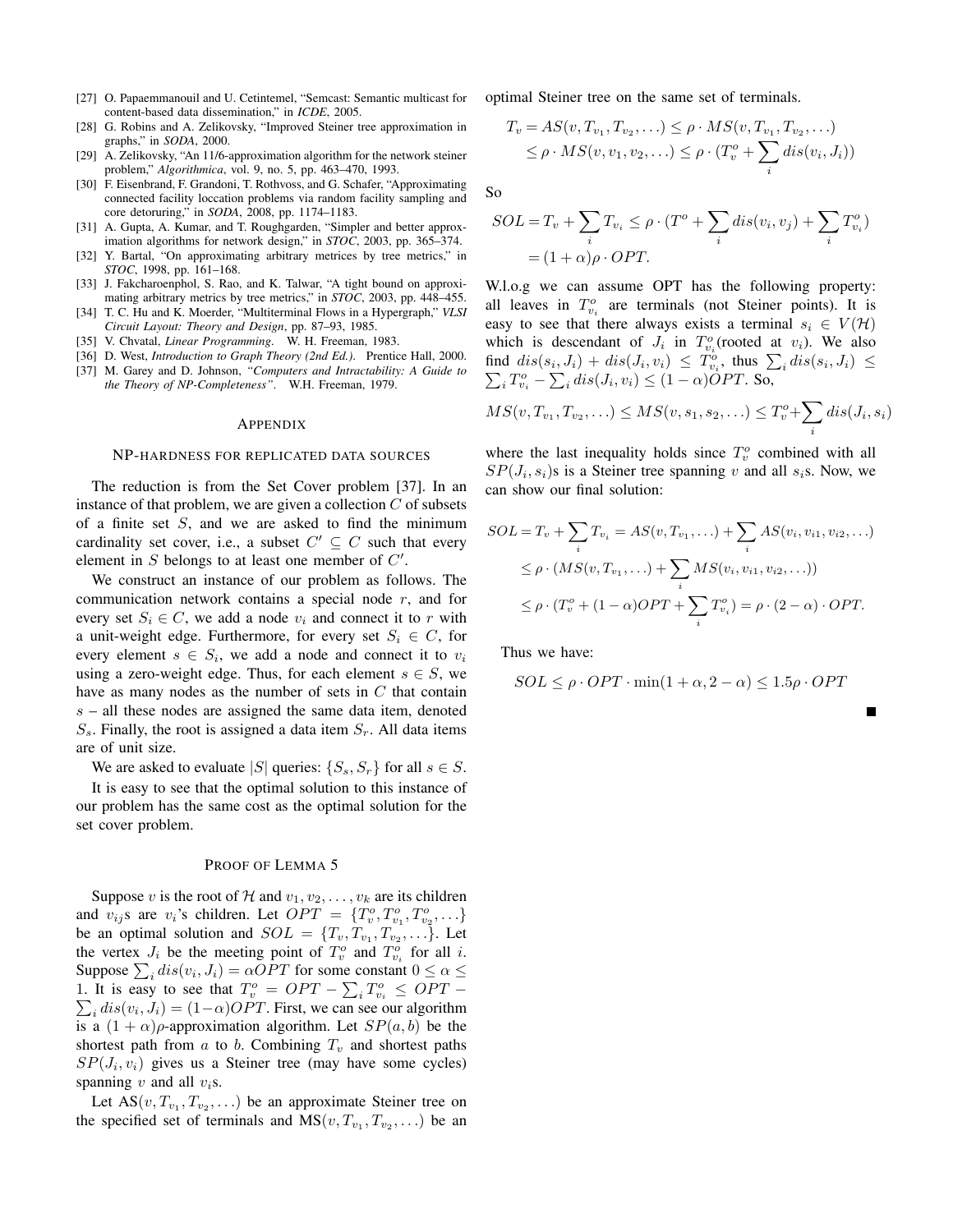[27] O. Papaemmanouil and U. Cetintemel, "Semcast: Semantic multicast for content-based data dissemination," in *ICDE*, 2005.

[28] G. Robins and A. Zelikovsky, "Improved Steiner tree approximation in graphs," in *SODA*, 2000.

[29] A. Zelikovsky, "An 11/6-approximation algorithm for the network steiner problem," *Algorithmica*, vol. 9, no. 5, pp. 463–470, 1993.

[30] F. Eisenbrand, F. Grandoni, T. Rothvoss, and G. Schafer, "Approximating connected facility loccation problems via random facility sampling and core detoruring," in *SODA*, 2008, pp. 1174–1183.

[31] A. Gupta, A. Kumar, and T. Roughgarden, "Simpler and better approximation algorithms for network design," in *STOC*, 2003, pp. 365–374.

[32] Y. Bartal, "On approximating arbitrary metrices by tree metrics," in *STOC*, 1998, pp. 161–168.

[33] J. Fakcharoenphol, S. Rao, and K. Talwar, "A tight bound on approximating arbitrary metrics by tree metrics," in *STOC*, 2003, pp. 448–455.

[34] T. C. Hu and K. Moerder, "Multiterminal Flows in a Hypergraph," *VLSI Circuit Layout: Theory and Design*, pp. 87–93, 1985.

[35] V. Chvatal, *Linear Programming*. W. H. Freeman, 1983.

[36] D. West, *Introduction to Graph Theory (2nd Ed.)*. Prentice Hall, 2000.

[37] M. Garey and D. Johnson, *"Computers and Intractability: A Guide to the Theory of NP-Completeness"*. W.H. Freeman, 1979.

## APPENDIX

### NP-HARDNESS FOR REPLICATED DATA SOURCES

The reduction is from the Set Cover problem [37]. In an instance of that problem, we are given a collection $C$ of subsets of a finite set $S$, and we are asked to find the minimum cardinality set cover, i.e., a subset $C' \subseteq C$ such that every element in $S$ belongs to at least one member of $C'$.

We construct an instance of our problem as follows. The communication network contains a special node $r$, and for every set $S_i \in C$, we add a node $v_i$ and connect it to $r$ with a unit-weight edge. Furthermore, for every set $S_i \in C$, for every element $s \in S_i$, we add a node and connect it to $v_i$ using a zero-weight edge. Thus, for each element $s \in S$, we have as many nodes as the number of sets in $C$ that contain $s$ – all these nodes are assigned the same data item, denoted $S_s$. Finally, the root is assigned a data item $S_r$. All data items are of unit size.

We are asked to evaluate $|S|$ queries: $\{S_s, S_r\}$ for all $s \in S$.

It is easy to see that the optimal solution to this instance of our problem has the same cost as the optimal solution for the set cover problem.

### PROOF OF LEMMA 5

Suppose $v$ is the root of $\mathcal{H}$ and $v_1, v_2, \ldots, v_k$ are its children and $v_{ij}$s are $v_i$'s children. Let $OPT = \{T_v^o, T_{v_1}^o, T_{v_2}^o, \ldots\}$ be an optimal solution and $SOL = \{T_v, T_{v_1}, T_{v_2}, \ldots\}$. Let the vertex $J_i$ be the meeting point of $T_v^o$ and $T_{v_i}^o$ for all $i$. Suppose $\sum_i dis(v_i, J_i) = \alpha OPT$ for some constant $0 \le \alpha \le 1$. It is easy to see that $T_v^o = OPT - \sum_i T_{v_i}^o \le OPT - \sum_i dis(v_i, J_i) = (1-\alpha)OPT$. First, we can see our algorithm is a $(1+\alpha)\rho$-approximation algorithm. Let $SP(a, b)$ be the shortest path from $a$ to $b$. Combining $T_v$ and shortest paths $SP(J_i, v_i)$ gives us a Steiner tree (may have some cycles) spanning $v$ and all $v_i$s.

Let $\text{AS}(v, T_{v_1}, T_{v_2}, \ldots)$ be an approximate Steiner tree on the specified set of terminals and $\text{MS}(v, T_{v_1}, T_{v_2}, \ldots)$ be an optimal Steiner tree on the same set of terminals.

$$
\begin{aligned}
T_v = AS(v, T_{v_1}, T_{v_2}, \ldots) &\le \rho \cdot MS(v, T_{v_1}, T_{v_2}, \ldots) \\
&\le \rho \cdot MS(v, v_1, v_2, \ldots) \le \rho \cdot (T_v^o + \sum_i dis(v_i, J_i))
\end{aligned}
$$

So

$$
\begin{aligned}
SOL &= T_v + \sum_i T_{v_i} \le \rho \cdot (T^o + \sum_i dis(v_i, v_j) + \sum_i T_{v_i}^o) \\
&= (1+\alpha)\rho \cdot OPT.
\end{aligned}
$$

W.l.o.g we can assume OPT has the following property: all leaves in $T_{v_i}^o$ are terminals (not Steiner points). It is easy to see that there always exists a terminal $s_i \in V(\mathcal{H})$ which is descendant of $J_i$ in $T_{v_i}^o$(rooted at $v_i$). We also find $dis(s_i, J_i) + dis(J_i, v_i) \le T_{v_i}^o$, thus $\sum_i dis(s_i, J_i) \le \sum_i T_{v_i}^o - \sum_i dis(J_i, v_i) \le (1-\alpha)OPT$. So,

$$
MS(v, T_{v_1}, T_{v_2}, \ldots) \le MS(v, s_1, s_2, \ldots) \le T_v^o + \sum_i dis(J_i, s_i)
$$

where the last inequality holds since $T_v^o$ combined with all $SP(J_i, s_i)$s is a Steiner tree spanning $v$ and all $s_i$s. Now, we can show our final solution:

$$
\begin{aligned}
SOL &= T_v + \sum_i T_{v_i} = AS(v, T_{v_1}, \ldots) + \sum_i AS(v_i, v_{i1}, v_{i2}, \ldots) \\
&\le \rho \cdot (MS(v, T_{v_1}, \ldots) + \sum_i MS(v_i, v_{i1}, v_{i2}, \ldots)) \\
&\le \rho \cdot (T_v^o + (1-\alpha)OPT + \sum_i T_{v_i}^o) = \rho \cdot (2-\alpha) \cdot OPT.
\end{aligned}
$$

Thus we have:

$$
SOL \le \rho \cdot OPT \cdot \min(1+\alpha, 2-\alpha) \le 1.5\rho \cdot OPT
$$

■